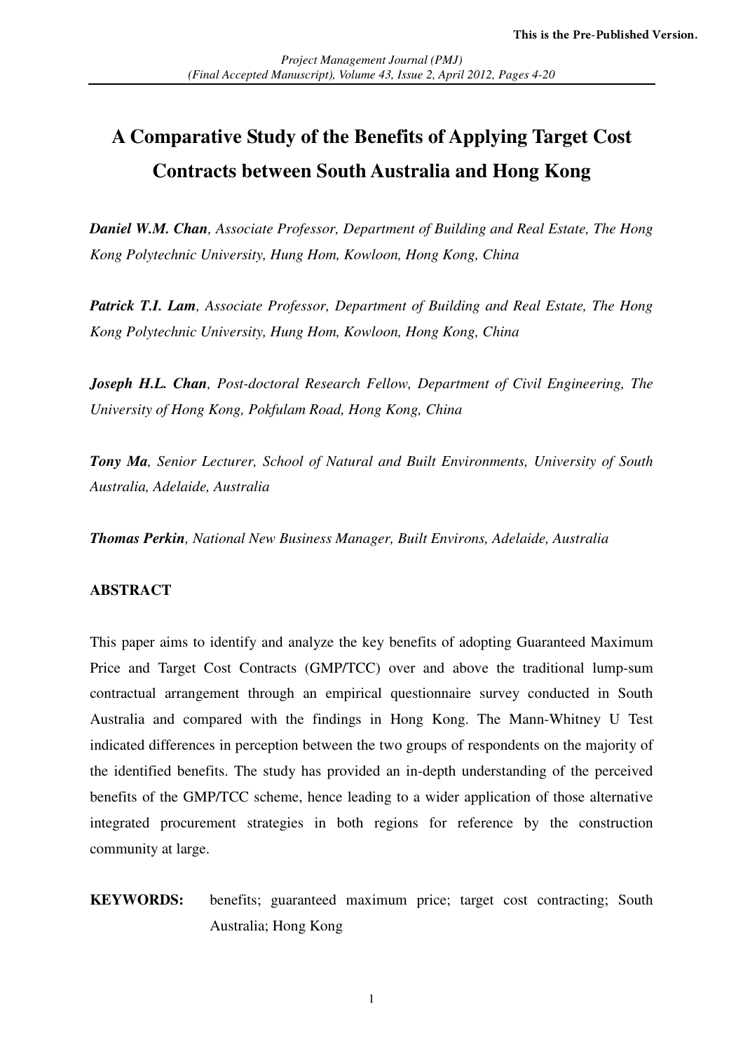This is the Pre-Published Version.

*Project Management Journal (PMJ)*
*(Final Accepted Manuscript), Volume 43, Issue 2, April 2012, Pages 4-20*

# A Comparative Study of the Benefits of Applying Target Cost Contracts between South Australia and Hong Kong

***Daniel W.M. Chan****, Associate Professor, Department of Building and Real Estate, The Hong Kong Polytechnic University, Hung Hom, Kowloon, Hong Kong, China*

***Patrick T.I. Lam****, Associate Professor, Department of Building and Real Estate, The Hong Kong Polytechnic University, Hung Hom, Kowloon, Hong Kong, China*

***Joseph H.L. Chan****, Post-doctoral Research Fellow, Department of Civil Engineering, The University of Hong Kong, Pokfulam Road, Hong Kong, China*

***Tony Ma****, Senior Lecturer, School of Natural and Built Environments, University of South Australia, Adelaide, Australia*

***Thomas Perkin****, National New Business Manager, Built Environs, Adelaide, Australia*

## ABSTRACT

This paper aims to identify and analyze the key benefits of adopting Guaranteed Maximum Price and Target Cost Contracts (GMP/TCC) over and above the traditional lump-sum contractual arrangement through an empirical questionnaire survey conducted in South Australia and compared with the findings in Hong Kong. The Mann-Whitney U Test indicated differences in perception between the two groups of respondents on the majority of the identified benefits. The study has provided an in-depth understanding of the perceived benefits of the GMP/TCC scheme, hence leading to a wider application of those alternative integrated procurement strategies in both regions for reference by the construction community at large.

**KEYWORDS:** benefits; guaranteed maximum price; target cost contracting; South Australia; Hong Kong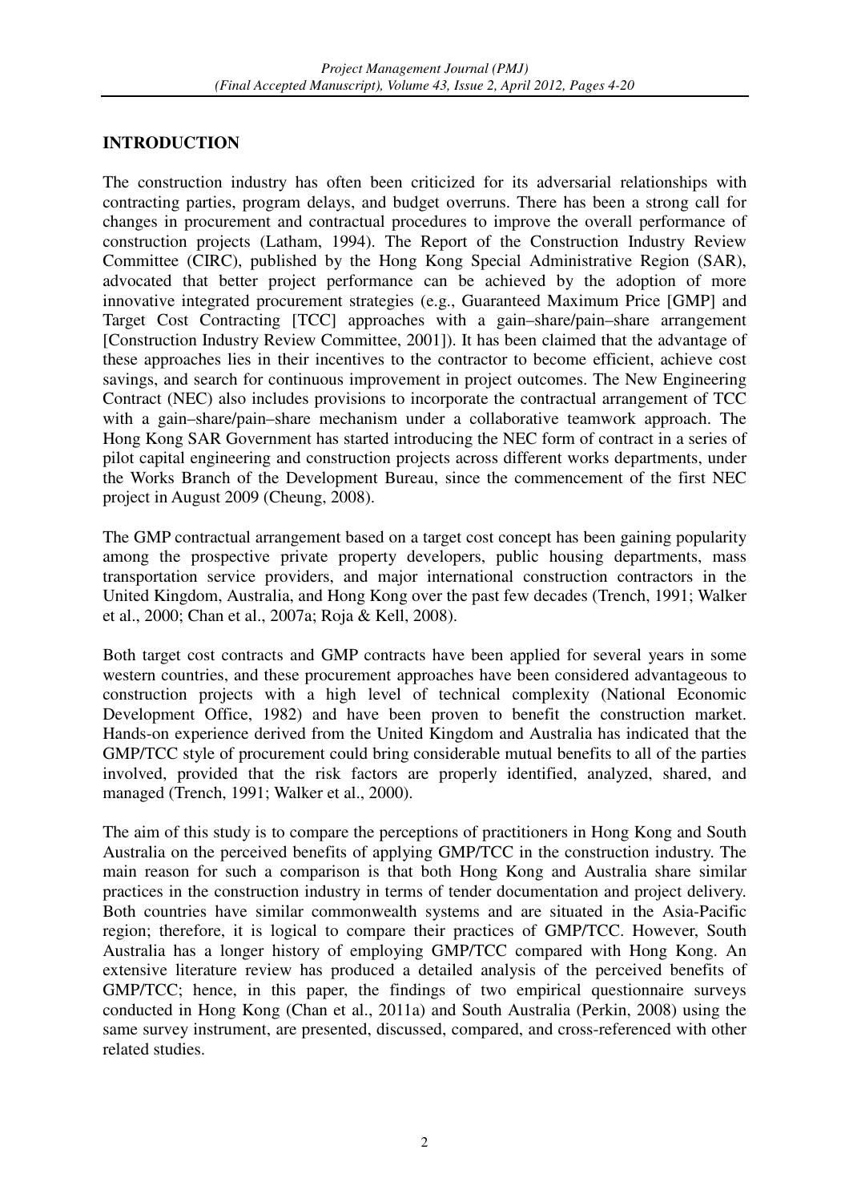## INTRODUCTION

The construction industry has often been criticized for its adversarial relationships with contracting parties, program delays, and budget overruns. There has been a strong call for changes in procurement and contractual procedures to improve the overall performance of construction projects (Latham, 1994). The Report of the Construction Industry Review Committee (CIRC), published by the Hong Kong Special Administrative Region (SAR), advocated that better project performance can be achieved by the adoption of more innovative integrated procurement strategies (e.g., Guaranteed Maximum Price [GMP] and Target Cost Contracting [TCC] approaches with a gain–share/pain–share arrangement [Construction Industry Review Committee, 2001]). It has been claimed that the advantage of these approaches lies in their incentives to the contractor to become efficient, achieve cost savings, and search for continuous improvement in project outcomes. The New Engineering Contract (NEC) also includes provisions to incorporate the contractual arrangement of TCC with a gain–share/pain–share mechanism under a collaborative teamwork approach. The Hong Kong SAR Government has started introducing the NEC form of contract in a series of pilot capital engineering and construction projects across different works departments, under the Works Branch of the Development Bureau, since the commencement of the first NEC project in August 2009 (Cheung, 2008).

The GMP contractual arrangement based on a target cost concept has been gaining popularity among the prospective private property developers, public housing departments, mass transportation service providers, and major international construction contractors in the United Kingdom, Australia, and Hong Kong over the past few decades (Trench, 1991; Walker et al., 2000; Chan et al., 2007a; Roja & Kell, 2008).

Both target cost contracts and GMP contracts have been applied for several years in some western countries, and these procurement approaches have been considered advantageous to construction projects with a high level of technical complexity (National Economic Development Office, 1982) and have been proven to benefit the construction market. Hands-on experience derived from the United Kingdom and Australia has indicated that the GMP/TCC style of procurement could bring considerable mutual benefits to all of the parties involved, provided that the risk factors are properly identified, analyzed, shared, and managed (Trench, 1991; Walker et al., 2000).

The aim of this study is to compare the perceptions of practitioners in Hong Kong and South Australia on the perceived benefits of applying GMP/TCC in the construction industry. The main reason for such a comparison is that both Hong Kong and Australia share similar practices in the construction industry in terms of tender documentation and project delivery. Both countries have similar commonwealth systems and are situated in the Asia-Pacific region; therefore, it is logical to compare their practices of GMP/TCC. However, South Australia has a longer history of employing GMP/TCC compared with Hong Kong. An extensive literature review has produced a detailed analysis of the perceived benefits of GMP/TCC; hence, in this paper, the findings of two empirical questionnaire surveys conducted in Hong Kong (Chan et al., 2011a) and South Australia (Perkin, 2008) using the same survey instrument, are presented, discussed, compared, and cross-referenced with other related studies.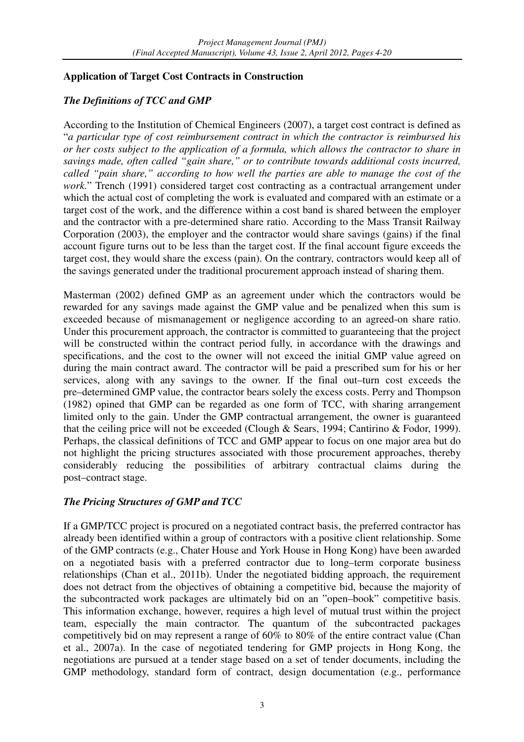## Application of Target Cost Contracts in Construction

### *The Definitions of TCC and GMP*

According to the Institution of Chemical Engineers (2007), a target cost contract is defined as "*a particular type of cost reimbursement contract in which the contractor is reimbursed his or her costs subject to the application of a formula, which allows the contractor to share in savings made, often called "gain share," or to contribute towards additional costs incurred, called "pain share," according to how well the parties are able to manage the cost of the work.*" Trench (1991) considered target cost contracting as a contractual arrangement under which the actual cost of completing the work is evaluated and compared with an estimate or a target cost of the work, and the difference within a cost band is shared between the employer and the contractor with a pre-determined share ratio. According to the Mass Transit Railway Corporation (2003), the employer and the contractor would share savings (gains) if the final account figure turns out to be less than the target cost. If the final account figure exceeds the target cost, they would share the excess (pain). On the contrary, contractors would keep all of the savings generated under the traditional procurement approach instead of sharing them.

Masterman (2002) defined GMP as an agreement under which the contractors would be rewarded for any savings made against the GMP value and be penalized when this sum is exceeded because of mismanagement or negligence according to an agreed-on share ratio. Under this procurement approach, the contractor is committed to guaranteeing that the project will be constructed within the contract period fully, in accordance with the drawings and specifications, and the cost to the owner will not exceed the initial GMP value agreed on during the main contract award. The contractor will be paid a prescribed sum for his or her services, along with any savings to the owner. If the final out–turn cost exceeds the pre–determined GMP value, the contractor bears solely the excess costs. Perry and Thompson (1982) opined that GMP can be regarded as one form of TCC, with sharing arrangement limited only to the gain. Under the GMP contractual arrangement, the owner is guaranteed that the ceiling price will not be exceeded (Clough & Sears, 1994; Cantirino & Fodor, 1999). Perhaps, the classical definitions of TCC and GMP appear to focus on one major area but do not highlight the pricing structures associated with those procurement approaches, thereby considerably reducing the possibilities of arbitrary contractual claims during the post–contract stage.

### *The Pricing Structures of GMP and TCC*

If a GMP/TCC project is procured on a negotiated contract basis, the preferred contractor has already been identified within a group of contractors with a positive client relationship. Some of the GMP contracts (e.g., Chater House and York House in Hong Kong) have been awarded on a negotiated basis with a preferred contractor due to long–term corporate business relationships (Chan et al., 2011b). Under the negotiated bidding approach, the requirement does not detract from the objectives of obtaining a competitive bid, because the majority of the subcontracted work packages are ultimately bid on an "open–book" competitive basis. This information exchange, however, requires a high level of mutual trust within the project team, especially the main contractor. The quantum of the subcontracted packages competitively bid on may represent a range of 60% to 80% of the entire contract value (Chan et al., 2007a). In the case of negotiated tendering for GMP projects in Hong Kong, the negotiations are pursued at a tender stage based on a set of tender documents, including the GMP methodology, standard form of contract, design documentation (e.g., performance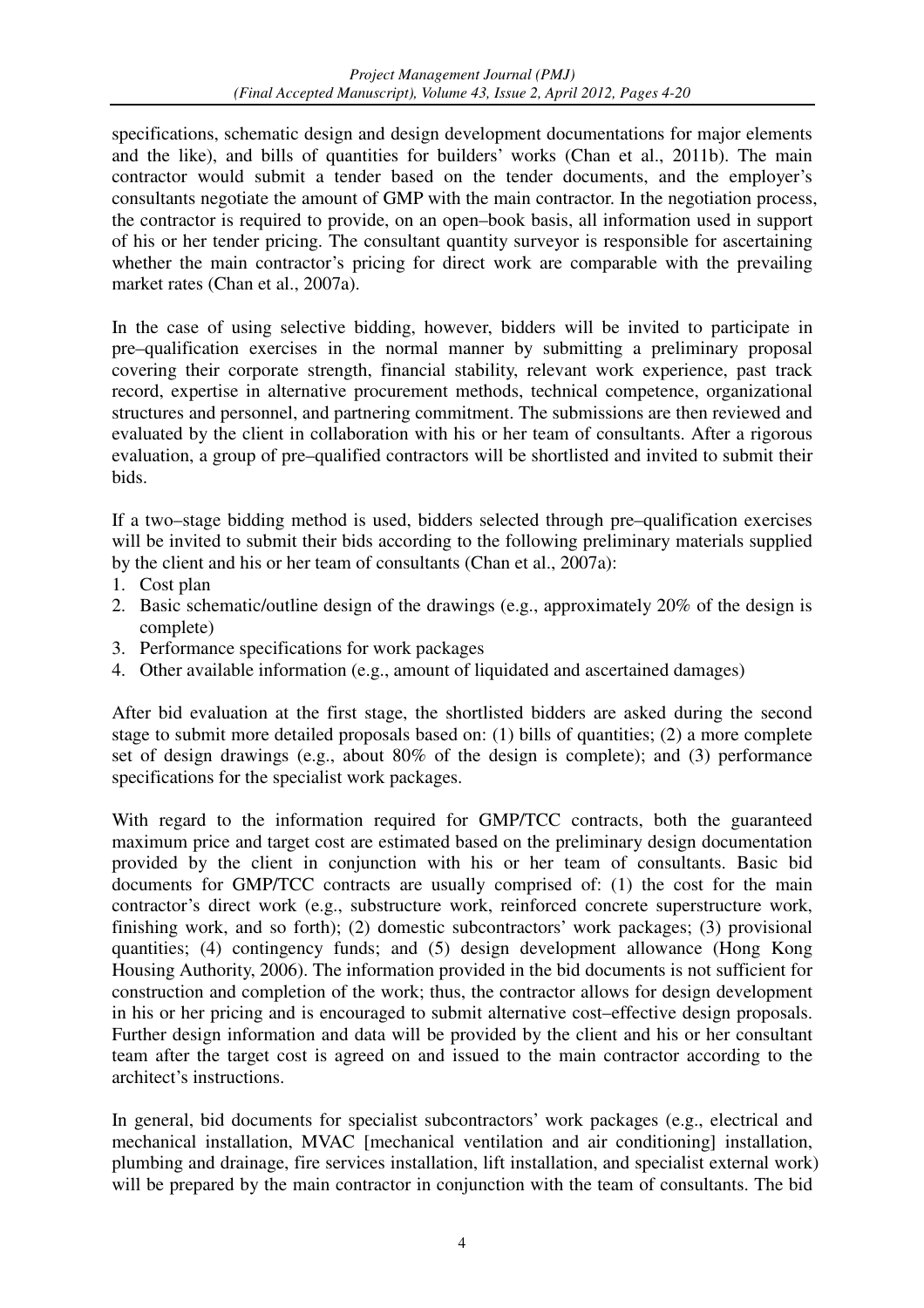specifications, schematic design and design development documentations for major elements and the like), and bills of quantities for builders' works (Chan et al., 2011b). The main contractor would submit a tender based on the tender documents, and the employer's consultants negotiate the amount of GMP with the main contractor. In the negotiation process, the contractor is required to provide, on an open–book basis, all information used in support of his or her tender pricing. The consultant quantity surveyor is responsible for ascertaining whether the main contractor's pricing for direct work are comparable with the prevailing market rates (Chan et al., 2007a).

In the case of using selective bidding, however, bidders will be invited to participate in pre–qualification exercises in the normal manner by submitting a preliminary proposal covering their corporate strength, financial stability, relevant work experience, past track record, expertise in alternative procurement methods, technical competence, organizational structures and personnel, and partnering commitment. The submissions are then reviewed and evaluated by the client in collaboration with his or her team of consultants. After a rigorous evaluation, a group of pre–qualified contractors will be shortlisted and invited to submit their bids.

If a two–stage bidding method is used, bidders selected through pre–qualification exercises will be invited to submit their bids according to the following preliminary materials supplied by the client and his or her team of consultants (Chan et al., 2007a):

1. Cost plan
2. Basic schematic/outline design of the drawings (e.g., approximately 20% of the design is complete)
3. Performance specifications for work packages
4. Other available information (e.g., amount of liquidated and ascertained damages)

After bid evaluation at the first stage, the shortlisted bidders are asked during the second stage to submit more detailed proposals based on: (1) bills of quantities; (2) a more complete set of design drawings (e.g., about 80% of the design is complete); and (3) performance specifications for the specialist work packages.

With regard to the information required for GMP/TCC contracts, both the guaranteed maximum price and target cost are estimated based on the preliminary design documentation provided by the client in conjunction with his or her team of consultants. Basic bid documents for GMP/TCC contracts are usually comprised of: (1) the cost for the main contractor's direct work (e.g., substructure work, reinforced concrete superstructure work, finishing work, and so forth); (2) domestic subcontractors' work packages; (3) provisional quantities; (4) contingency funds; and (5) design development allowance (Hong Kong Housing Authority, 2006). The information provided in the bid documents is not sufficient for construction and completion of the work; thus, the contractor allows for design development in his or her pricing and is encouraged to submit alternative cost–effective design proposals. Further design information and data will be provided by the client and his or her consultant team after the target cost is agreed on and issued to the main contractor according to the architect's instructions.

In general, bid documents for specialist subcontractors' work packages (e.g., electrical and mechanical installation, MVAC [mechanical ventilation and air conditioning] installation, plumbing and drainage, fire services installation, lift installation, and specialist external work) will be prepared by the main contractor in conjunction with the team of consultants. The bid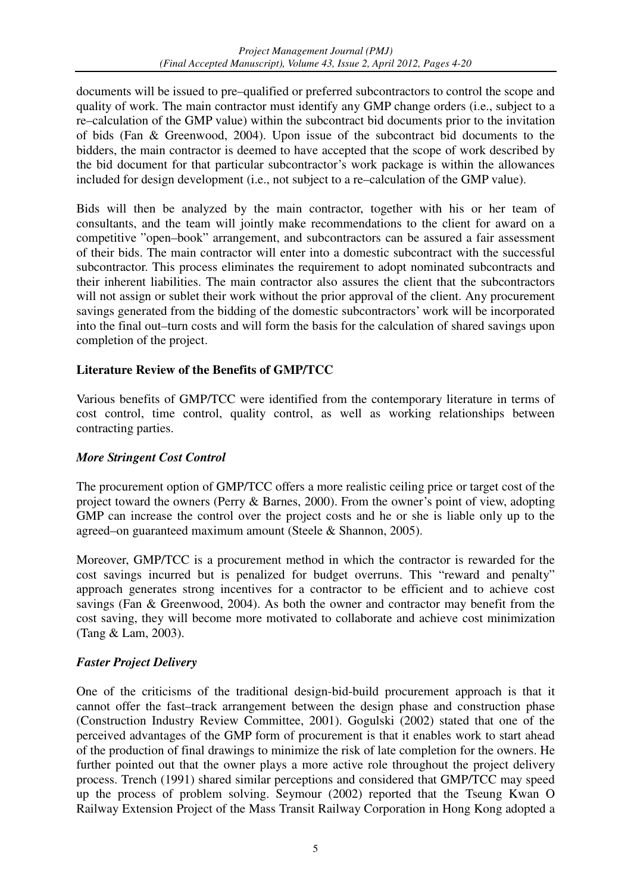documents will be issued to pre–qualified or preferred subcontractors to control the scope and quality of work. The main contractor must identify any GMP change orders (i.e., subject to a re–calculation of the GMP value) within the subcontract bid documents prior to the invitation of bids (Fan & Greenwood, 2004). Upon issue of the subcontract bid documents to the bidders, the main contractor is deemed to have accepted that the scope of work described by the bid document for that particular subcontractor's work package is within the allowances included for design development (i.e., not subject to a re–calculation of the GMP value).

Bids will then be analyzed by the main contractor, together with his or her team of consultants, and the team will jointly make recommendations to the client for award on a competitive "open–book" arrangement, and subcontractors can be assured a fair assessment of their bids. The main contractor will enter into a domestic subcontract with the successful subcontractor. This process eliminates the requirement to adopt nominated subcontracts and their inherent liabilities. The main contractor also assures the client that the subcontractors will not assign or sublet their work without the prior approval of the client. Any procurement savings generated from the bidding of the domestic subcontractors' work will be incorporated into the final out–turn costs and will form the basis for the calculation of shared savings upon completion of the project.

## Literature Review of the Benefits of GMP/TCC

Various benefits of GMP/TCC were identified from the contemporary literature in terms of cost control, time control, quality control, as well as working relationships between contracting parties.

### *More Stringent Cost Control*

The procurement option of GMP/TCC offers a more realistic ceiling price or target cost of the project toward the owners (Perry & Barnes, 2000). From the owner's point of view, adopting GMP can increase the control over the project costs and he or she is liable only up to the agreed–on guaranteed maximum amount (Steele & Shannon, 2005).

Moreover, GMP/TCC is a procurement method in which the contractor is rewarded for the cost savings incurred but is penalized for budget overruns. This "reward and penalty" approach generates strong incentives for a contractor to be efficient and to achieve cost savings (Fan & Greenwood, 2004). As both the owner and contractor may benefit from the cost saving, they will become more motivated to collaborate and achieve cost minimization (Tang & Lam, 2003).

### *Faster Project Delivery*

One of the criticisms of the traditional design-bid-build procurement approach is that it cannot offer the fast–track arrangement between the design phase and construction phase (Construction Industry Review Committee, 2001). Gogulski (2002) stated that one of the perceived advantages of the GMP form of procurement is that it enables work to start ahead of the production of final drawings to minimize the risk of late completion for the owners. He further pointed out that the owner plays a more active role throughout the project delivery process. Trench (1991) shared similar perceptions and considered that GMP/TCC may speed up the process of problem solving. Seymour (2002) reported that the Tseung Kwan O Railway Extension Project of the Mass Transit Railway Corporation in Hong Kong adopted a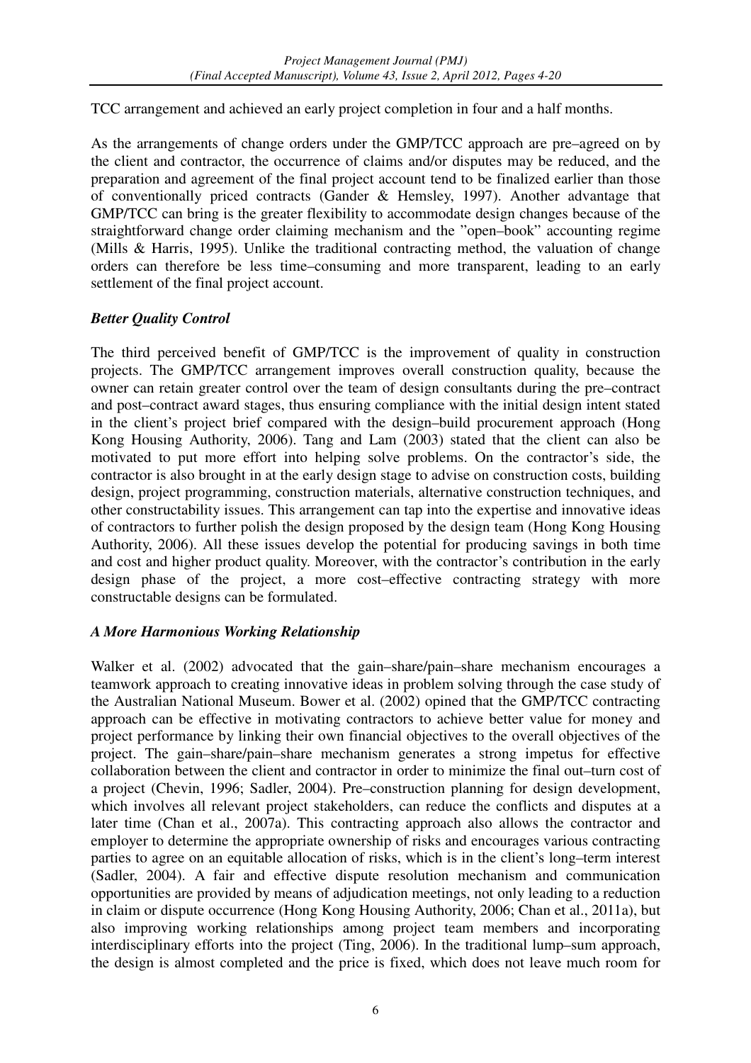TCC arrangement and achieved an early project completion in four and a half months.

As the arrangements of change orders under the GMP/TCC approach are pre–agreed on by the client and contractor, the occurrence of claims and/or disputes may be reduced, and the preparation and agreement of the final project account tend to be finalized earlier than those of conventionally priced contracts (Gander & Hemsley, 1997). Another advantage that GMP/TCC can bring is the greater flexibility to accommodate design changes because of the straightforward change order claiming mechanism and the "open–book" accounting regime (Mills & Harris, 1995). Unlike the traditional contracting method, the valuation of change orders can therefore be less time–consuming and more transparent, leading to an early settlement of the final project account.

### *Better Quality Control*

The third perceived benefit of GMP/TCC is the improvement of quality in construction projects. The GMP/TCC arrangement improves overall construction quality, because the owner can retain greater control over the team of design consultants during the pre–contract and post–contract award stages, thus ensuring compliance with the initial design intent stated in the client's project brief compared with the design–build procurement approach (Hong Kong Housing Authority, 2006). Tang and Lam (2003) stated that the client can also be motivated to put more effort into helping solve problems. On the contractor's side, the contractor is also brought in at the early design stage to advise on construction costs, building design, project programming, construction materials, alternative construction techniques, and other constructability issues. This arrangement can tap into the expertise and innovative ideas of contractors to further polish the design proposed by the design team (Hong Kong Housing Authority, 2006). All these issues develop the potential for producing savings in both time and cost and higher product quality. Moreover, with the contractor's contribution in the early design phase of the project, a more cost–effective contracting strategy with more constructable designs can be formulated.

### *A More Harmonious Working Relationship*

Walker et al. (2002) advocated that the gain–share/pain–share mechanism encourages a teamwork approach to creating innovative ideas in problem solving through the case study of the Australian National Museum. Bower et al. (2002) opined that the GMP/TCC contracting approach can be effective in motivating contractors to achieve better value for money and project performance by linking their own financial objectives to the overall objectives of the project. The gain–share/pain–share mechanism generates a strong impetus for effective collaboration between the client and contractor in order to minimize the final out–turn cost of a project (Chevin, 1996; Sadler, 2004). Pre–construction planning for design development, which involves all relevant project stakeholders, can reduce the conflicts and disputes at a later time (Chan et al., 2007a). This contracting approach also allows the contractor and employer to determine the appropriate ownership of risks and encourages various contracting parties to agree on an equitable allocation of risks, which is in the client's long–term interest (Sadler, 2004). A fair and effective dispute resolution mechanism and communication opportunities are provided by means of adjudication meetings, not only leading to a reduction in claim or dispute occurrence (Hong Kong Housing Authority, 2006; Chan et al., 2011a), but also improving working relationships among project team members and incorporating interdisciplinary efforts into the project (Ting, 2006). In the traditional lump–sum approach, the design is almost completed and the price is fixed, which does not leave much room for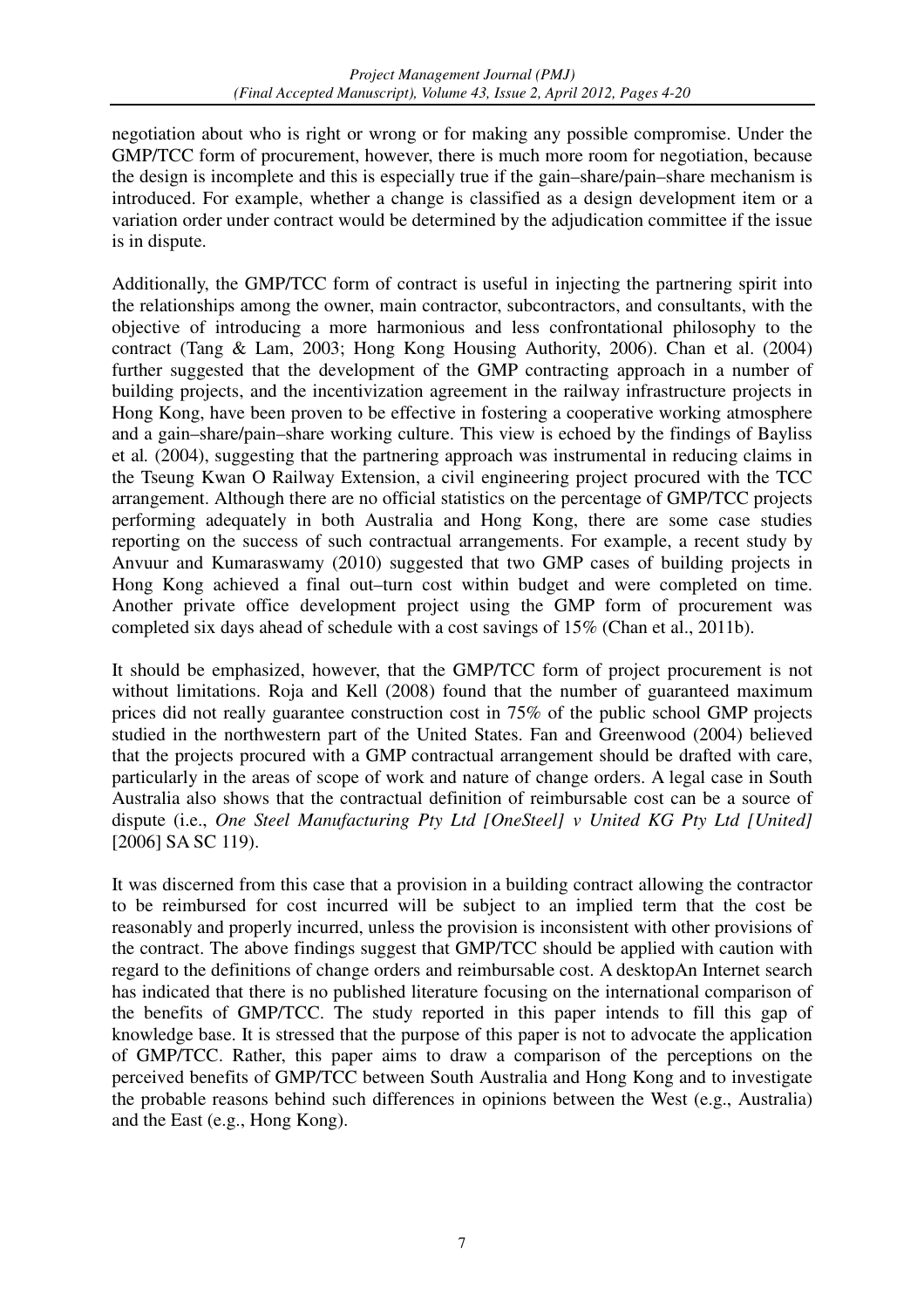negotiation about who is right or wrong or for making any possible compromise. Under the GMP/TCC form of procurement, however, there is much more room for negotiation, because the design is incomplete and this is especially true if the gain–share/pain–share mechanism is introduced. For example, whether a change is classified as a design development item or a variation order under contract would be determined by the adjudication committee if the issue is in dispute.

Additionally, the GMP/TCC form of contract is useful in injecting the partnering spirit into the relationships among the owner, main contractor, subcontractors, and consultants, with the objective of introducing a more harmonious and less confrontational philosophy to the contract (Tang & Lam, 2003; Hong Kong Housing Authority, 2006). Chan et al. (2004) further suggested that the development of the GMP contracting approach in a number of building projects, and the incentivization agreement in the railway infrastructure projects in Hong Kong, have been proven to be effective in fostering a cooperative working atmosphere and a gain–share/pain–share working culture. This view is echoed by the findings of Bayliss et al*.* (2004), suggesting that the partnering approach was instrumental in reducing claims in the Tseung Kwan O Railway Extension, a civil engineering project procured with the TCC arrangement. Although there are no official statistics on the percentage of GMP/TCC projects performing adequately in both Australia and Hong Kong, there are some case studies reporting on the success of such contractual arrangements. For example, a recent study by Anvuur and Kumaraswamy (2010) suggested that two GMP cases of building projects in Hong Kong achieved a final out–turn cost within budget and were completed on time. Another private office development project using the GMP form of procurement was completed six days ahead of schedule with a cost savings of 15% (Chan et al., 2011b).

It should be emphasized, however, that the GMP/TCC form of project procurement is not without limitations. Roja and Kell (2008) found that the number of guaranteed maximum prices did not really guarantee construction cost in 75% of the public school GMP projects studied in the northwestern part of the United States. Fan and Greenwood (2004) believed that the projects procured with a GMP contractual arrangement should be drafted with care, particularly in the areas of scope of work and nature of change orders. A legal case in South Australia also shows that the contractual definition of reimbursable cost can be a source of dispute (i.e., *One Steel Manufacturing Pty Ltd [OneSteel] v United KG Pty Ltd [United]* [2006] SA SC 119).

It was discerned from this case that a provision in a building contract allowing the contractor to be reimbursed for cost incurred will be subject to an implied term that the cost be reasonably and properly incurred, unless the provision is inconsistent with other provisions of the contract. The above findings suggest that GMP/TCC should be applied with caution with regard to the definitions of change orders and reimbursable cost. A desktopAn Internet search has indicated that there is no published literature focusing on the international comparison of the benefits of GMP/TCC. The study reported in this paper intends to fill this gap of knowledge base. It is stressed that the purpose of this paper is not to advocate the application of GMP/TCC. Rather, this paper aims to draw a comparison of the perceptions on the perceived benefits of GMP/TCC between South Australia and Hong Kong and to investigate the probable reasons behind such differences in opinions between the West (e.g., Australia) and the East (e.g., Hong Kong).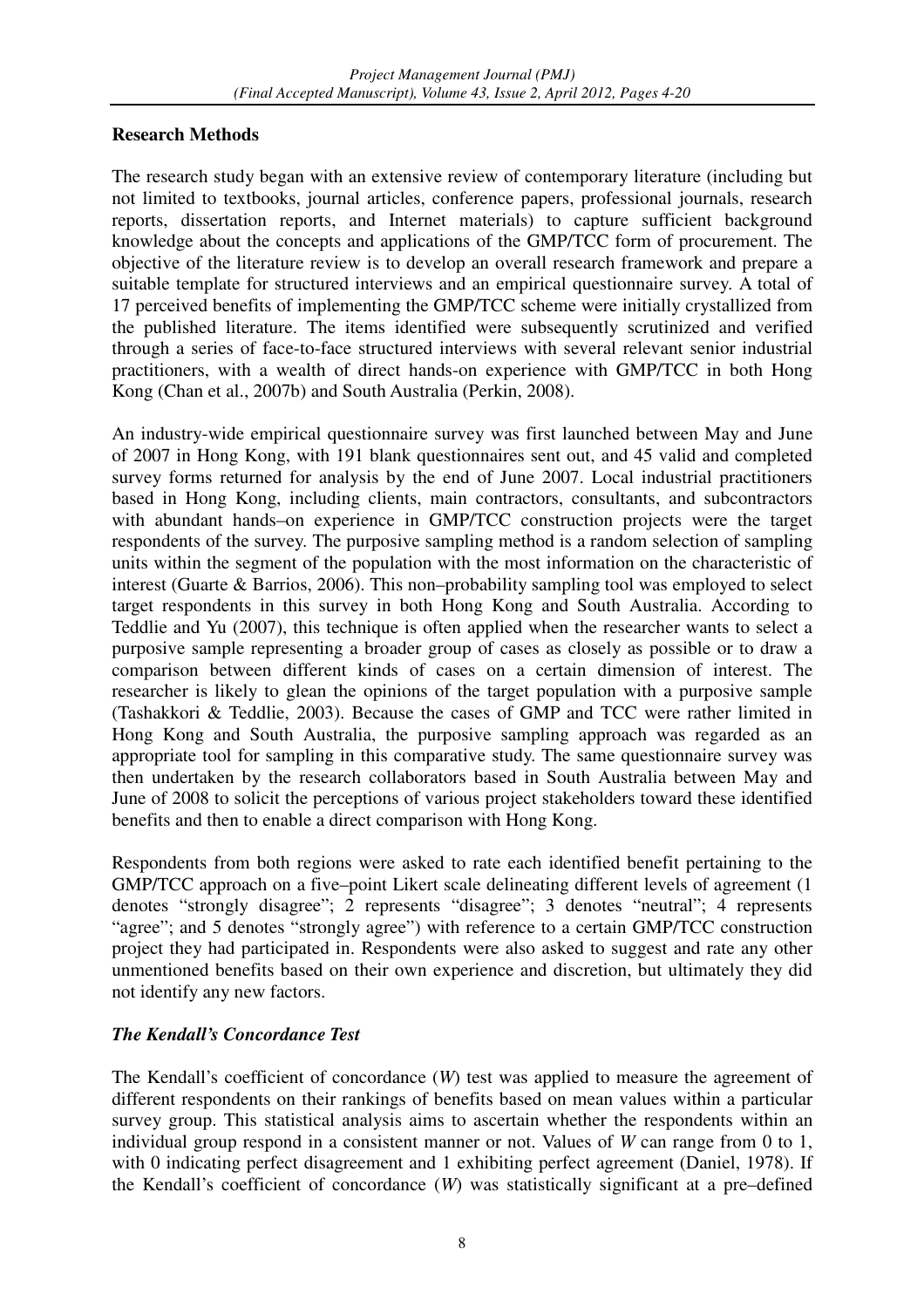## Research Methods

The research study began with an extensive review of contemporary literature (including but not limited to textbooks, journal articles, conference papers, professional journals, research reports, dissertation reports, and Internet materials) to capture sufficient background knowledge about the concepts and applications of the GMP/TCC form of procurement. The objective of the literature review is to develop an overall research framework and prepare a suitable template for structured interviews and an empirical questionnaire survey. A total of 17 perceived benefits of implementing the GMP/TCC scheme were initially crystallized from the published literature. The items identified were subsequently scrutinized and verified through a series of face-to-face structured interviews with several relevant senior industrial practitioners, with a wealth of direct hands-on experience with GMP/TCC in both Hong Kong (Chan et al., 2007b) and South Australia (Perkin, 2008).

An industry-wide empirical questionnaire survey was first launched between May and June of 2007 in Hong Kong, with 191 blank questionnaires sent out, and 45 valid and completed survey forms returned for analysis by the end of June 2007. Local industrial practitioners based in Hong Kong, including clients, main contractors, consultants, and subcontractors with abundant hands–on experience in GMP/TCC construction projects were the target respondents of the survey. The purposive sampling method is a random selection of sampling units within the segment of the population with the most information on the characteristic of interest (Guarte & Barrios, 2006). This non–probability sampling tool was employed to select target respondents in this survey in both Hong Kong and South Australia. According to Teddlie and Yu (2007), this technique is often applied when the researcher wants to select a purposive sample representing a broader group of cases as closely as possible or to draw a comparison between different kinds of cases on a certain dimension of interest. The researcher is likely to glean the opinions of the target population with a purposive sample (Tashakkori & Teddlie, 2003). Because the cases of GMP and TCC were rather limited in Hong Kong and South Australia, the purposive sampling approach was regarded as an appropriate tool for sampling in this comparative study. The same questionnaire survey was then undertaken by the research collaborators based in South Australia between May and June of 2008 to solicit the perceptions of various project stakeholders toward these identified benefits and then to enable a direct comparison with Hong Kong.

Respondents from both regions were asked to rate each identified benefit pertaining to the GMP/TCC approach on a five–point Likert scale delineating different levels of agreement (1 denotes "strongly disagree"; 2 represents "disagree"; 3 denotes "neutral"; 4 represents "agree"; and 5 denotes "strongly agree") with reference to a certain GMP/TCC construction project they had participated in. Respondents were also asked to suggest and rate any other unmentioned benefits based on their own experience and discretion, but ultimately they did not identify any new factors.

### *The Kendall's Concordance Test*

The Kendall's coefficient of concordance ($W$) test was applied to measure the agreement of different respondents on their rankings of benefits based on mean values within a particular survey group. This statistical analysis aims to ascertain whether the respondents within an individual group respond in a consistent manner or not. Values of $W$ can range from 0 to 1, with 0 indicating perfect disagreement and 1 exhibiting perfect agreement (Daniel, 1978). If the Kendall's coefficient of concordance ($W$) was statistically significant at a pre–defined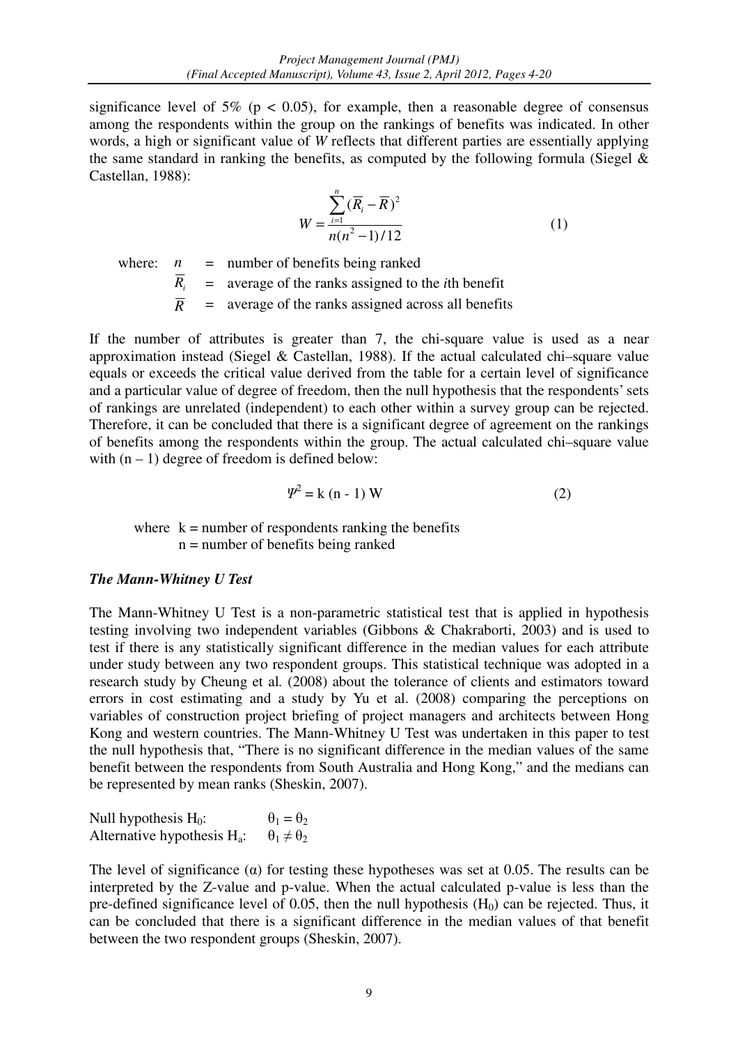significance level of 5% ($p < 0.05$), for example, then a reasonable degree of consensus among the respondents within the group on the rankings of benefits was indicated. In other words, a high or significant value of *W* reflects that different parties are essentially applying the same standard in ranking the benefits, as computed by the following formula (Siegel & Castellan, 1988):

$$W = \frac{\sum_{i=1}^{n} (\overline{R}_i - \overline{R})^2}{n(n^2 - 1)/12} \quad (1)$$

where: $n$ = number of benefits being ranked
$\overline{R}_i$ = average of the ranks assigned to the *i*th benefit
$\overline{R}$ = average of the ranks assigned across all benefits

If the number of attributes is greater than 7, the chi-square value is used as a near approximation instead (Siegel & Castellan, 1988). If the actual calculated chi–square value equals or exceeds the critical value derived from the table for a certain level of significance and a particular value of degree of freedom, then the null hypothesis that the respondents' sets of rankings are unrelated (independent) to each other within a survey group can be rejected. Therefore, it can be concluded that there is a significant degree of agreement on the rankings of benefits among the respondents within the group. The actual calculated chi–square value with $(n - 1)$ degree of freedom is defined below:

$$\Psi^2 = k\,(n - 1)\,W \quad (2)$$

where $k$ = number of respondents ranking the benefits
$n$ = number of benefits being ranked

### *The Mann-Whitney U Test*

The Mann-Whitney U Test is a non-parametric statistical test that is applied in hypothesis testing involving two independent variables (Gibbons & Chakraborti, 2003) and is used to test if there is any statistically significant difference in the median values for each attribute under study between any two respondent groups. This statistical technique was adopted in a research study by Cheung et al*.* (2008) about the tolerance of clients and estimators toward errors in cost estimating and a study by Yu et al. (2008) comparing the perceptions on variables of construction project briefing of project managers and architects between Hong Kong and western countries. The Mann-Whitney U Test was undertaken in this paper to test the null hypothesis that, "There is no significant difference in the median values of the same benefit between the respondents from South Australia and Hong Kong," and the medians can be represented by mean ranks (Sheskin, 2007).

Null hypothesis $H_0$: $\theta_1 = \theta_2$
Alternative hypothesis $H_a$: $\theta_1 \neq \theta_2$

The level of significance ($\alpha$) for testing these hypotheses was set at 0.05. The results can be interpreted by the Z-value and p-value. When the actual calculated p-value is less than the pre-defined significance level of 0.05, then the null hypothesis ($H_0$) can be rejected. Thus, it can be concluded that there is a significant difference in the median values of that benefit between the two respondent groups (Sheskin, 2007).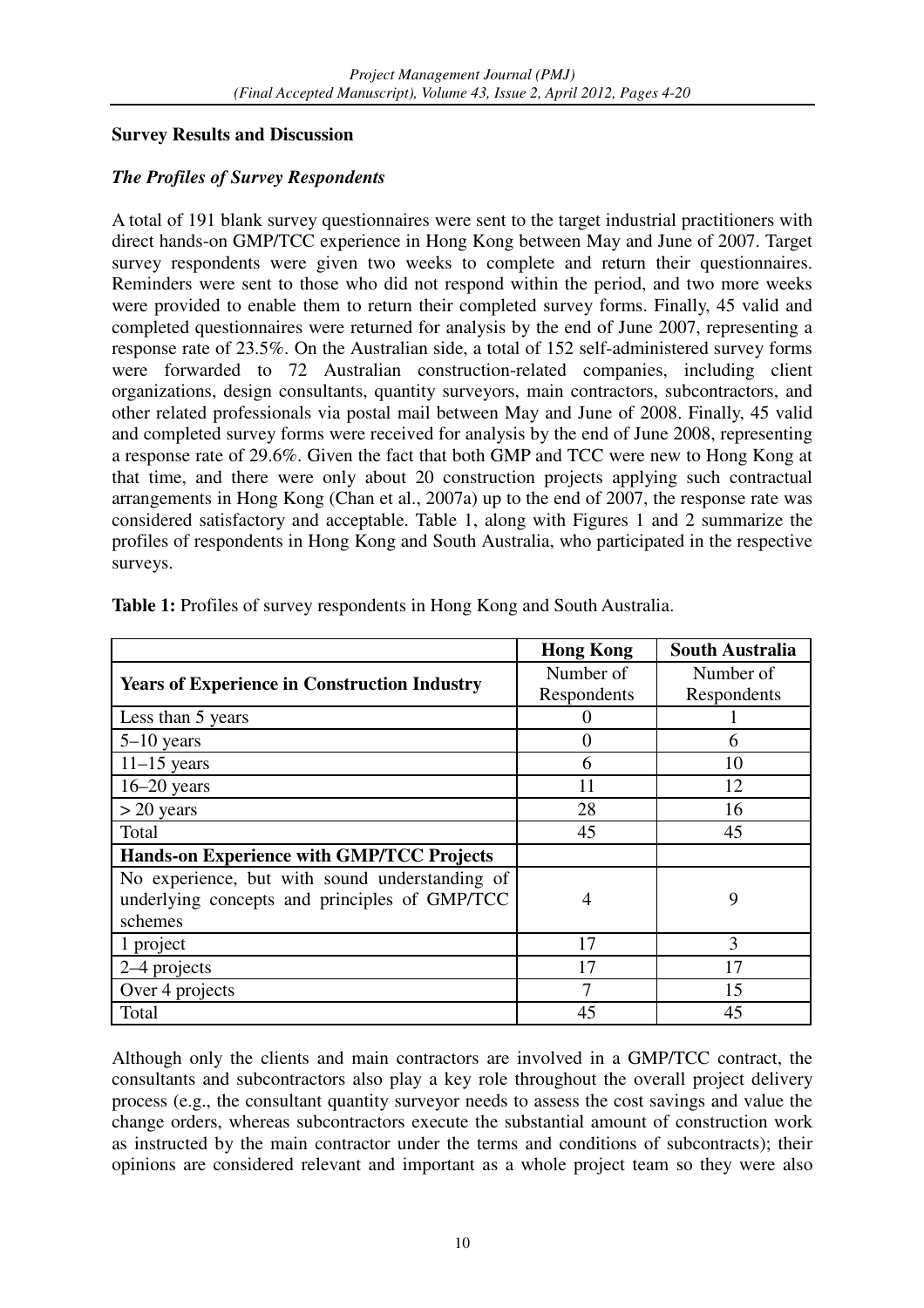## Survey Results and Discussion

### *The Profiles of Survey Respondents*

A total of 191 blank survey questionnaires were sent to the target industrial practitioners with direct hands-on GMP/TCC experience in Hong Kong between May and June of 2007. Target survey respondents were given two weeks to complete and return their questionnaires. Reminders were sent to those who did not respond within the period, and two more weeks were provided to enable them to return their completed survey forms. Finally, 45 valid and completed questionnaires were returned for analysis by the end of June 2007, representing a response rate of 23.5%. On the Australian side, a total of 152 self-administered survey forms were forwarded to 72 Australian construction-related companies, including client organizations, design consultants, quantity surveyors, main contractors, subcontractors, and other related professionals via postal mail between May and June of 2008. Finally, 45 valid and completed survey forms were received for analysis by the end of June 2008, representing a response rate of 29.6%. Given the fact that both GMP and TCC were new to Hong Kong at that time, and there were only about 20 construction projects applying such contractual arrangements in Hong Kong (Chan et al., 2007a) up to the end of 2007, the response rate was considered satisfactory and acceptable. Table 1, along with Figures 1 and 2 summarize the profiles of respondents in Hong Kong and South Australia, who participated in the respective surveys.

**Table 1:** Profiles of survey respondents in Hong Kong and South Australia.

| | **Hong Kong** | **South Australia** |
|---|---|---|
| **Years of Experience in Construction Industry** | Number of Respondents | Number of Respondents |
| Less than 5 years | 0 | 1 |
| 5–10 years | 0 | 6 |
| 11–15 years | 6 | 10 |
| 16–20 years | 11 | 12 |
| > 20 years | 28 | 16 |
| Total | 45 | 45 |
| **Hands-on Experience with GMP/TCC Projects** | | |
| No experience, but with sound understanding of underlying concepts and principles of GMP/TCC schemes | 4 | 9 |
| 1 project | 17 | 3 |
| 2–4 projects | 17 | 17 |
| Over 4 projects | 7 | 15 |
| Total | 45 | 45 |

Although only the clients and main contractors are involved in a GMP/TCC contract, the consultants and subcontractors also play a key role throughout the overall project delivery process (e.g., the consultant quantity surveyor needs to assess the cost savings and value the change orders, whereas subcontractors execute the substantial amount of construction work as instructed by the main contractor under the terms and conditions of subcontracts); their opinions are considered relevant and important as a whole project team so they were also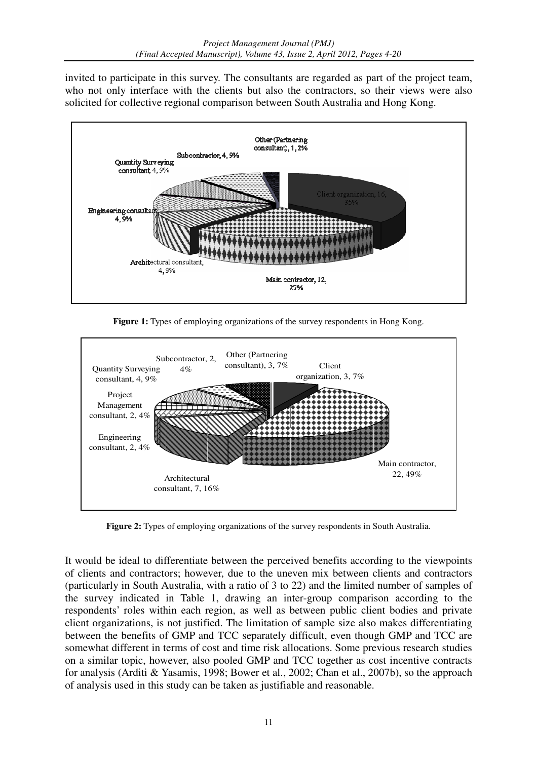invited to participate in this survey. The consultants are regarded as part of the project team, who not only interface with the clients but also the contractors, so their views were also solicited for collective regional comparison between South Australia and Hong Kong.

**Figure 1:** Types of employing organizations of the survey respondents in Hong Kong.

**Figure 2:** Types of employing organizations of the survey respondents in South Australia.

It would be ideal to differentiate between the perceived benefits according to the viewpoints of clients and contractors; however, due to the uneven mix between clients and contractors (particularly in South Australia, with a ratio of 3 to 22) and the limited number of samples of the survey indicated in Table 1, drawing an inter-group comparison according to the respondents' roles within each region, as well as between public client bodies and private client organizations, is not justified. The limitation of sample size also makes differentiating between the benefits of GMP and TCC separately difficult, even though GMP and TCC are somewhat different in terms of cost and time risk allocations. Some previous research studies on a similar topic, however, also pooled GMP and TCC together as cost incentive contracts for analysis (Arditi & Yasamis, 1998; Bower et al., 2002; Chan et al., 2007b), so the approach of analysis used in this study can be taken as justifiable and reasonable.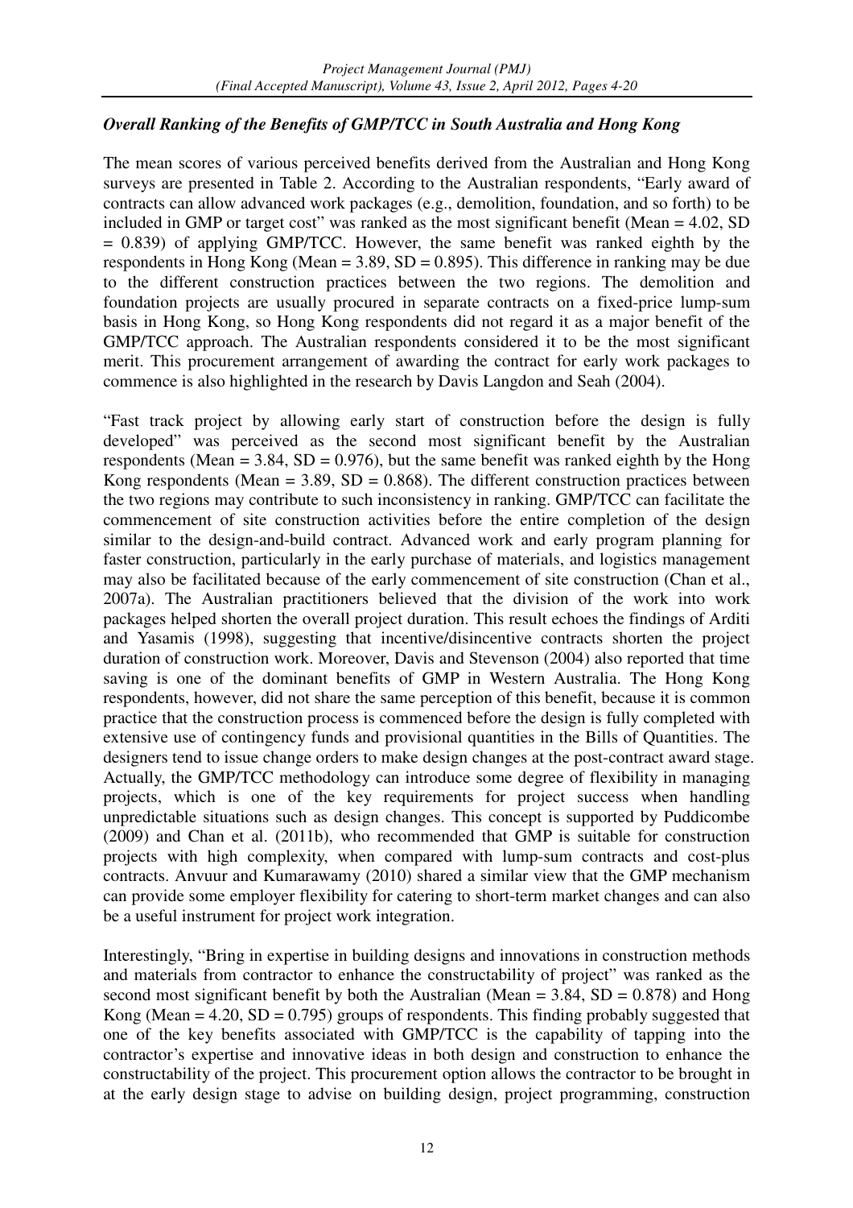### *Overall Ranking of the Benefits of GMP/TCC in South Australia and Hong Kong*

The mean scores of various perceived benefits derived from the Australian and Hong Kong surveys are presented in Table 2. According to the Australian respondents, "Early award of contracts can allow advanced work packages (e.g., demolition, foundation, and so forth) to be included in GMP or target cost" was ranked as the most significant benefit (Mean = 4.02, SD = 0.839) of applying GMP/TCC. However, the same benefit was ranked eighth by the respondents in Hong Kong (Mean = 3.89, SD = 0.895). This difference in ranking may be due to the different construction practices between the two regions. The demolition and foundation projects are usually procured in separate contracts on a fixed-price lump-sum basis in Hong Kong, so Hong Kong respondents did not regard it as a major benefit of the GMP/TCC approach. The Australian respondents considered it to be the most significant merit. This procurement arrangement of awarding the contract for early work packages to commence is also highlighted in the research by Davis Langdon and Seah (2004).

"Fast track project by allowing early start of construction before the design is fully developed" was perceived as the second most significant benefit by the Australian respondents (Mean = 3.84, SD = 0.976), but the same benefit was ranked eighth by the Hong Kong respondents (Mean = 3.89, SD = 0.868). The different construction practices between the two regions may contribute to such inconsistency in ranking. GMP/TCC can facilitate the commencement of site construction activities before the entire completion of the design similar to the design-and-build contract. Advanced work and early program planning for faster construction, particularly in the early purchase of materials, and logistics management may also be facilitated because of the early commencement of site construction (Chan et al., 2007a). The Australian practitioners believed that the division of the work into work packages helped shorten the overall project duration. This result echoes the findings of Arditi and Yasamis (1998), suggesting that incentive/disincentive contracts shorten the project duration of construction work. Moreover, Davis and Stevenson (2004) also reported that time saving is one of the dominant benefits of GMP in Western Australia. The Hong Kong respondents, however, did not share the same perception of this benefit, because it is common practice that the construction process is commenced before the design is fully completed with extensive use of contingency funds and provisional quantities in the Bills of Quantities. The designers tend to issue change orders to make design changes at the post-contract award stage. Actually, the GMP/TCC methodology can introduce some degree of flexibility in managing projects, which is one of the key requirements for project success when handling unpredictable situations such as design changes. This concept is supported by Puddicombe (2009) and Chan et al. (2011b), who recommended that GMP is suitable for construction projects with high complexity, when compared with lump-sum contracts and cost-plus contracts. Anvuur and Kumarawamy (2010) shared a similar view that the GMP mechanism can provide some employer flexibility for catering to short-term market changes and can also be a useful instrument for project work integration.

Interestingly, "Bring in expertise in building designs and innovations in construction methods and materials from contractor to enhance the constructability of project" was ranked as the second most significant benefit by both the Australian (Mean = 3.84, SD = 0.878) and Hong Kong (Mean = 4.20, SD = 0.795) groups of respondents. This finding probably suggested that one of the key benefits associated with GMP/TCC is the capability of tapping into the contractor's expertise and innovative ideas in both design and construction to enhance the constructability of the project. This procurement option allows the contractor to be brought in at the early design stage to advise on building design, project programming, construction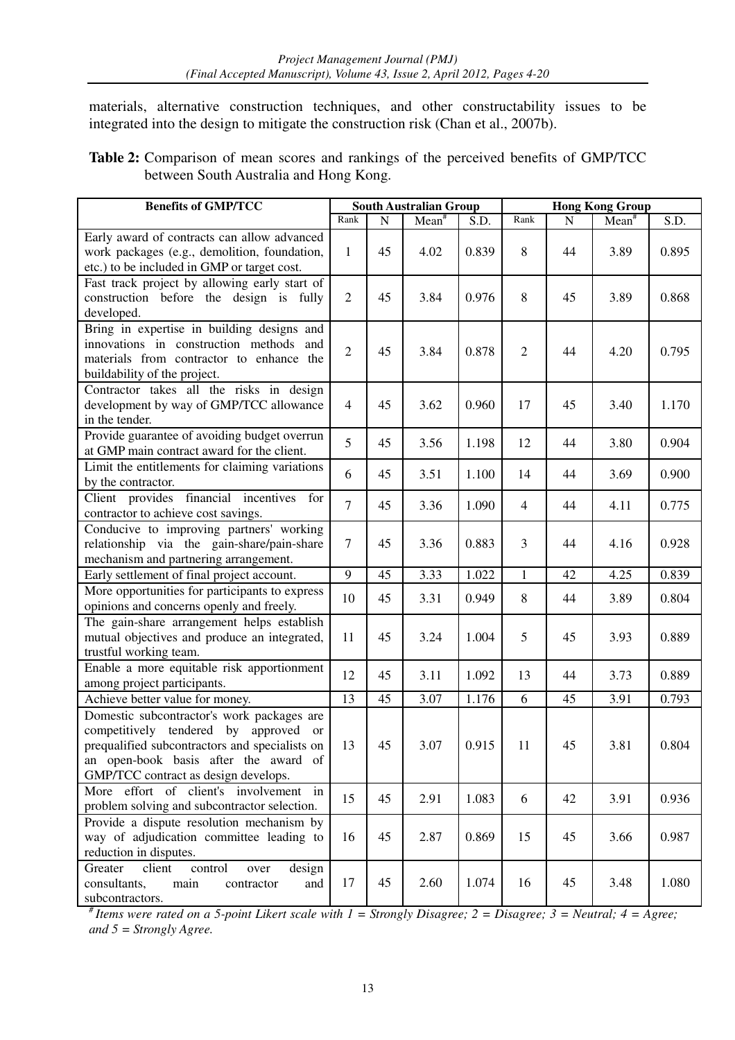materials, alternative construction techniques, and other constructability issues to be integrated into the design to mitigate the construction risk (Chan et al., 2007b).

**Table 2:** Comparison of mean scores and rankings of the perceived benefits of GMP/TCC between South Australia and Hong Kong.

| Benefits of GMP/TCC | South Australian Group | | | | Hong Kong Group | | | |
|---|---|---|---|---|---|---|---|---|
| | Rank | N | Mean# | S.D. | Rank | N | Mean# | S.D. |
| Early award of contracts can allow advanced work packages (e.g., demolition, foundation, etc.) to be included in GMP or target cost. | 1 | 45 | 4.02 | 0.839 | 8 | 44 | 3.89 | 0.895 |
| Fast track project by allowing early start of construction before the design is fully developed. | 2 | 45 | 3.84 | 0.976 | 8 | 45 | 3.89 | 0.868 |
| Bring in expertise in building designs and innovations in construction methods and materials from contractor to enhance the buildability of the project. | 2 | 45 | 3.84 | 0.878 | 2 | 44 | 4.20 | 0.795 |
| Contractor takes all the risks in design development by way of GMP/TCC allowance in the tender. | 4 | 45 | 3.62 | 0.960 | 17 | 45 | 3.40 | 1.170 |
| Provide guarantee of avoiding budget overrun at GMP main contract award for the client. | 5 | 45 | 3.56 | 1.198 | 12 | 44 | 3.80 | 0.904 |
| Limit the entitlements for claiming variations by the contractor. | 6 | 45 | 3.51 | 1.100 | 14 | 44 | 3.69 | 0.900 |
| Client provides financial incentives for contractor to achieve cost savings. | 7 | 45 | 3.36 | 1.090 | 4 | 44 | 4.11 | 0.775 |
| Conducive to improving partners' working relationship via the gain-share/pain-share mechanism and partnering arrangement. | 7 | 45 | 3.36 | 0.883 | 3 | 44 | 4.16 | 0.928 |
| Early settlement of final project account. | 9 | 45 | 3.33 | 1.022 | 1 | 42 | 4.25 | 0.839 |
| More opportunities for participants to express opinions and concerns openly and freely. | 10 | 45 | 3.31 | 0.949 | 8 | 44 | 3.89 | 0.804 |
| The gain-share arrangement helps establish mutual objectives and produce an integrated, trustful working team. | 11 | 45 | 3.24 | 1.004 | 5 | 45 | 3.93 | 0.889 |
| Enable a more equitable risk apportionment among project participants. | 12 | 45 | 3.11 | 1.092 | 13 | 44 | 3.73 | 0.889 |
| Achieve better value for money. | 13 | 45 | 3.07 | 1.176 | 6 | 45 | 3.91 | 0.793 |
| Domestic subcontractor's work packages are competitively tendered by approved or prequalified subcontractors and specialists on an open-book basis after the award of GMP/TCC contract as design develops. | 13 | 45 | 3.07 | 0.915 | 11 | 45 | 3.81 | 0.804 |
| More effort of client's involvement in problem solving and subcontractor selection. | 15 | 45 | 2.91 | 1.083 | 6 | 42 | 3.91 | 0.936 |
| Provide a dispute resolution mechanism by way of adjudication committee leading to reduction in disputes. | 16 | 45 | 2.87 | 0.869 | 15 | 45 | 3.66 | 0.987 |
| Greater client control over design consultants, main contractor and subcontractors. | 17 | 45 | 2.60 | 1.074 | 16 | 45 | 3.48 | 1.080 |

*# Items were rated on a 5-point Likert scale with 1 = Strongly Disagree; 2 = Disagree; 3 = Neutral; 4 = Agree; and 5 = Strongly Agree.*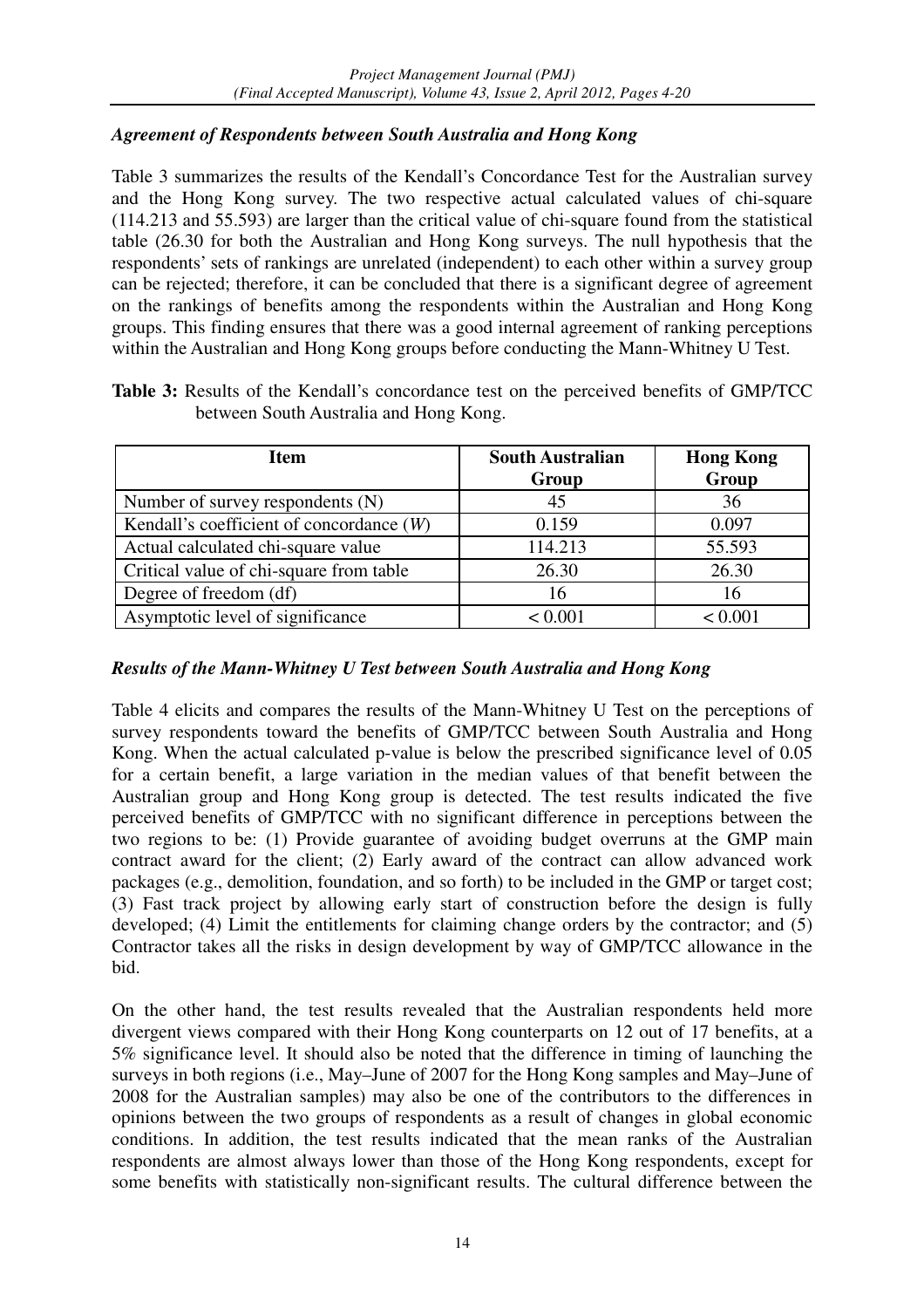### *Agreement of Respondents between South Australia and Hong Kong*

Table 3 summarizes the results of the Kendall's Concordance Test for the Australian survey and the Hong Kong survey. The two respective actual calculated values of chi-square (114.213 and 55.593) are larger than the critical value of chi-square found from the statistical table (26.30 for both the Australian and Hong Kong surveys. The null hypothesis that the respondents' sets of rankings are unrelated (independent) to each other within a survey group can be rejected; therefore, it can be concluded that there is a significant degree of agreement on the rankings of benefits among the respondents within the Australian and Hong Kong groups. This finding ensures that there was a good internal agreement of ranking perceptions within the Australian and Hong Kong groups before conducting the Mann-Whitney U Test.

**Table 3:** Results of the Kendall's concordance test on the perceived benefits of GMP/TCC between South Australia and Hong Kong.

| Item | South Australian Group | Hong Kong Group |
|---|---|---|
| Number of survey respondents (N) | 45 | 36 |
| Kendall's coefficient of concordance ($W$) | 0.159 | 0.097 |
| Actual calculated chi-square value | 114.213 | 55.593 |
| Critical value of chi-square from table | 26.30 | 26.30 |
| Degree of freedom (df) | 16 | 16 |
| Asymptotic level of significance | $< 0.001$ | $< 0.001$ |

### *Results of the Mann-Whitney U Test between South Australia and Hong Kong*

Table 4 elicits and compares the results of the Mann-Whitney U Test on the perceptions of survey respondents toward the benefits of GMP/TCC between South Australia and Hong Kong. When the actual calculated p-value is below the prescribed significance level of 0.05 for a certain benefit, a large variation in the median values of that benefit between the Australian group and Hong Kong group is detected. The test results indicated the five perceived benefits of GMP/TCC with no significant difference in perceptions between the two regions to be: (1) Provide guarantee of avoiding budget overruns at the GMP main contract award for the client; (2) Early award of the contract can allow advanced work packages (e.g., demolition, foundation, and so forth) to be included in the GMP or target cost; (3) Fast track project by allowing early start of construction before the design is fully developed; (4) Limit the entitlements for claiming change orders by the contractor; and (5) Contractor takes all the risks in design development by way of GMP/TCC allowance in the bid.

On the other hand, the test results revealed that the Australian respondents held more divergent views compared with their Hong Kong counterparts on 12 out of 17 benefits, at a 5% significance level. It should also be noted that the difference in timing of launching the surveys in both regions (i.e., May–June of 2007 for the Hong Kong samples and May–June of 2008 for the Australian samples) may also be one of the contributors to the differences in opinions between the two groups of respondents as a result of changes in global economic conditions. In addition, the test results indicated that the mean ranks of the Australian respondents are almost always lower than those of the Hong Kong respondents, except for some benefits with statistically non-significant results. The cultural difference between the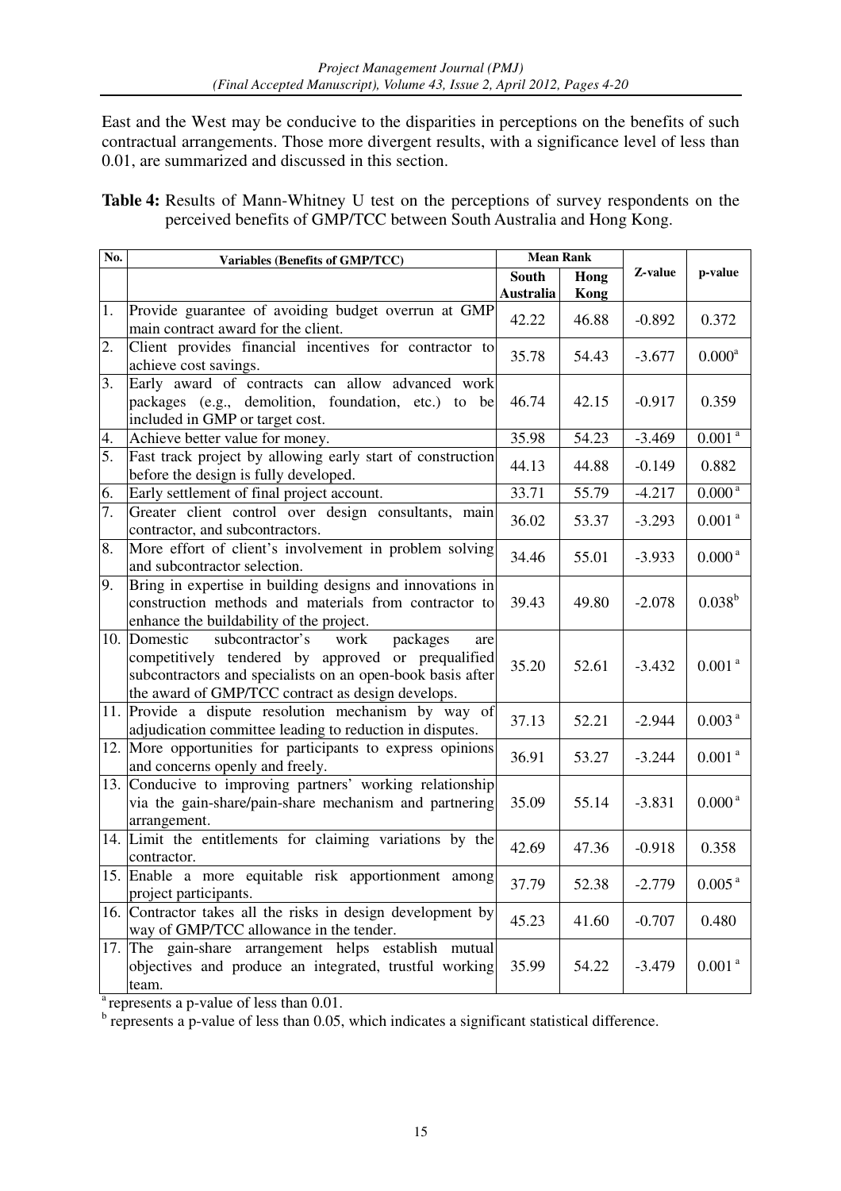East and the West may be conducive to the disparities in perceptions on the benefits of such contractual arrangements. Those more divergent results, with a significance level of less than 0.01, are summarized and discussed in this section.

**Table 4:** Results of Mann-Whitney U test on the perceptions of survey respondents on the perceived benefits of GMP/TCC between South Australia and Hong Kong.

| No. | Variables (Benefits of GMP/TCC) | Mean Rank | | Z-value | p-value |
|---|---|---|---|---|---|
| | | South Australia | Hong Kong | | |
| 1. | Provide guarantee of avoiding budget overrun at GMP main contract award for the client. | 42.22 | 46.88 | -0.892 | 0.372 |
| 2. | Client provides financial incentives for contractor to achieve cost savings. | 35.78 | 54.43 | -3.677 | 0.000[a] |
| 3. | Early award of contracts can allow advanced work packages (e.g., demolition, foundation, etc.) to be included in GMP or target cost. | 46.74 | 42.15 | -0.917 | 0.359 |
| 4. | Achieve better value for money. | 35.98 | 54.23 | -3.469 | 0.001[a] |
| 5. | Fast track project by allowing early start of construction before the design is fully developed. | 44.13 | 44.88 | -0.149 | 0.882 |
| 6. | Early settlement of final project account. | 33.71 | 55.79 | -4.217 | 0.000[a] |
| 7. | Greater client control over design consultants, main contractor, and subcontractors. | 36.02 | 53.37 | -3.293 | 0.001[a] |
| 8. | More effort of client's involvement in problem solving and subcontractor selection. | 34.46 | 55.01 | -3.933 | 0.000[a] |
| 9. | Bring in expertise in building designs and innovations in construction methods and materials from contractor to enhance the buildability of the project. | 39.43 | 49.80 | -2.078 | 0.038[b] |
| 10. | Domestic subcontractor's work packages are competitively tendered by approved or prequalified subcontractors and specialists on an open-book basis after the award of GMP/TCC contract as design develops. | 35.20 | 52.61 | -3.432 | 0.001[a] |
| 11. | Provide a dispute resolution mechanism by way of adjudication committee leading to reduction in disputes. | 37.13 | 52.21 | -2.944 | 0.003[a] |
| 12. | More opportunities for participants to express opinions and concerns openly and freely. | 36.91 | 53.27 | -3.244 | 0.001[a] |
| 13. | Conducive to improving partners' working relationship via the gain-share/pain-share mechanism and partnering arrangement. | 35.09 | 55.14 | -3.831 | 0.000[a] |
| 14. | Limit the entitlements for claiming variations by the contractor. | 42.69 | 47.36 | -0.918 | 0.358 |
| 15. | Enable a more equitable risk apportionment among project participants. | 37.79 | 52.38 | -2.779 | 0.005[a] |
| 16. | Contractor takes all the risks in design development by way of GMP/TCC allowance in the tender. | 45.23 | 41.60 | -0.707 | 0.480 |
| 17. | The gain-share arrangement helps establish mutual objectives and produce an integrated, trustful working team. | 35.99 | 54.22 | -3.479 | 0.001[a] |

[a] represents a p-value of less than 0.01.

[b] represents a p-value of less than 0.05, which indicates a significant statistical difference.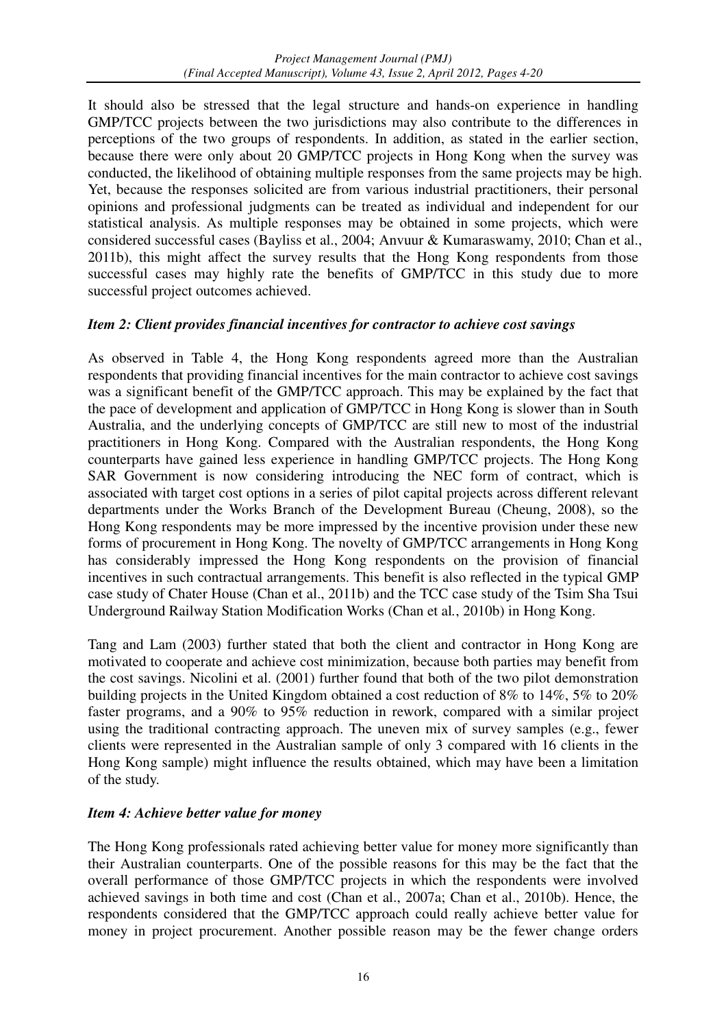It should also be stressed that the legal structure and hands-on experience in handling GMP/TCC projects between the two jurisdictions may also contribute to the differences in perceptions of the two groups of respondents. In addition, as stated in the earlier section, because there were only about 20 GMP/TCC projects in Hong Kong when the survey was conducted, the likelihood of obtaining multiple responses from the same projects may be high. Yet, because the responses solicited are from various industrial practitioners, their personal opinions and professional judgments can be treated as individual and independent for our statistical analysis. As multiple responses may be obtained in some projects, which were considered successful cases (Bayliss et al., 2004; Anvuur & Kumaraswamy, 2010; Chan et al., 2011b), this might affect the survey results that the Hong Kong respondents from those successful cases may highly rate the benefits of GMP/TCC in this study due to more successful project outcomes achieved.

### *Item 2: Client provides financial incentives for contractor to achieve cost savings*

As observed in Table 4, the Hong Kong respondents agreed more than the Australian respondents that providing financial incentives for the main contractor to achieve cost savings was a significant benefit of the GMP/TCC approach. This may be explained by the fact that the pace of development and application of GMP/TCC in Hong Kong is slower than in South Australia, and the underlying concepts of GMP/TCC are still new to most of the industrial practitioners in Hong Kong. Compared with the Australian respondents, the Hong Kong counterparts have gained less experience in handling GMP/TCC projects. The Hong Kong SAR Government is now considering introducing the NEC form of contract, which is associated with target cost options in a series of pilot capital projects across different relevant departments under the Works Branch of the Development Bureau (Cheung, 2008), so the Hong Kong respondents may be more impressed by the incentive provision under these new forms of procurement in Hong Kong. The novelty of GMP/TCC arrangements in Hong Kong has considerably impressed the Hong Kong respondents on the provision of financial incentives in such contractual arrangements. This benefit is also reflected in the typical GMP case study of Chater House (Chan et al., 2011b) and the TCC case study of the Tsim Sha Tsui Underground Railway Station Modification Works (Chan et al., 2010b) in Hong Kong.

Tang and Lam (2003) further stated that both the client and contractor in Hong Kong are motivated to cooperate and achieve cost minimization, because both parties may benefit from the cost savings. Nicolini et al. (2001) further found that both of the two pilot demonstration building projects in the United Kingdom obtained a cost reduction of 8% to 14%, 5% to 20% faster programs, and a 90% to 95% reduction in rework, compared with a similar project using the traditional contracting approach. The uneven mix of survey samples (e.g., fewer clients were represented in the Australian sample of only 3 compared with 16 clients in the Hong Kong sample) might influence the results obtained, which may have been a limitation of the study.

### *Item 4: Achieve better value for money*

The Hong Kong professionals rated achieving better value for money more significantly than their Australian counterparts. One of the possible reasons for this may be the fact that the overall performance of those GMP/TCC projects in which the respondents were involved achieved savings in both time and cost (Chan et al., 2007a; Chan et al., 2010b). Hence, the respondents considered that the GMP/TCC approach could really achieve better value for money in project procurement. Another possible reason may be the fewer change orders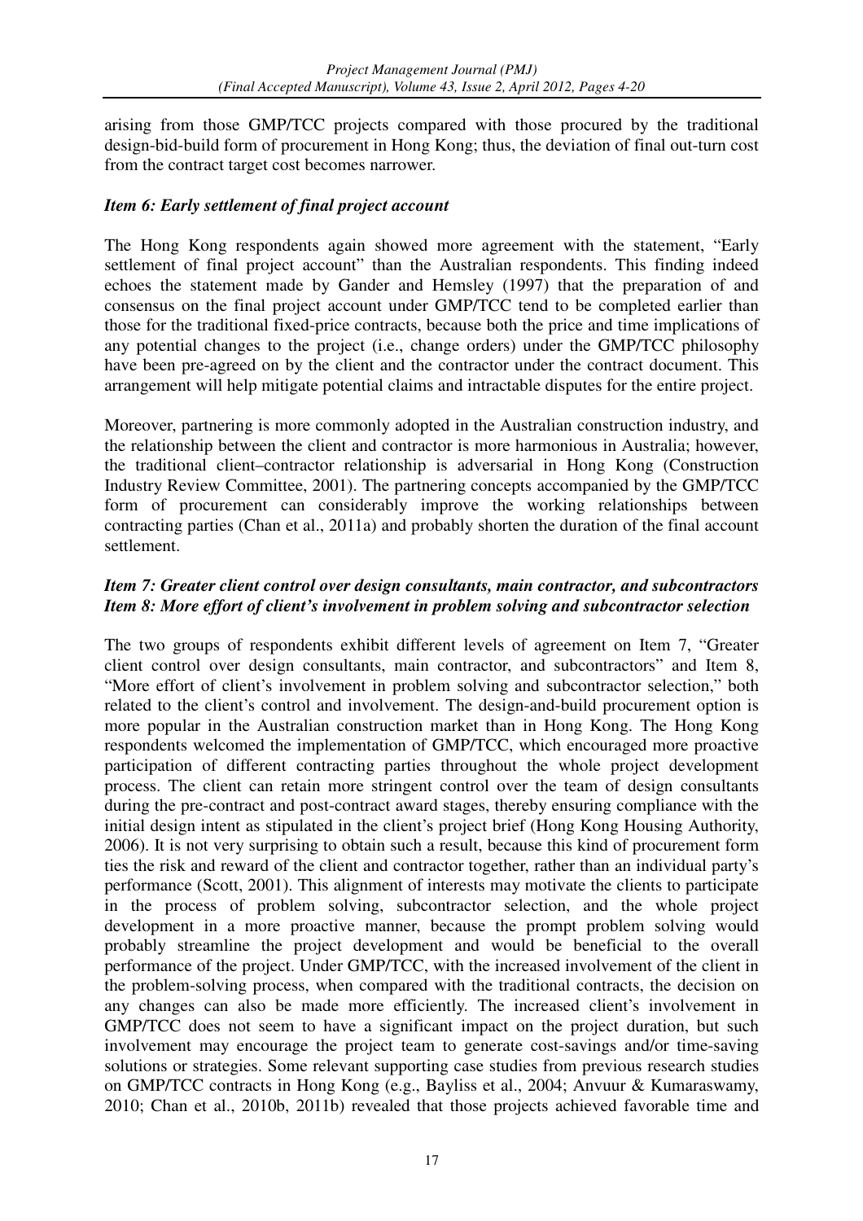arising from those GMP/TCC projects compared with those procured by the traditional design-bid-build form of procurement in Hong Kong; thus, the deviation of final out-turn cost from the contract target cost becomes narrower.

### *Item 6: Early settlement of final project account*

The Hong Kong respondents again showed more agreement with the statement, "Early settlement of final project account" than the Australian respondents. This finding indeed echoes the statement made by Gander and Hemsley (1997) that the preparation of and consensus on the final project account under GMP/TCC tend to be completed earlier than those for the traditional fixed-price contracts, because both the price and time implications of any potential changes to the project (i.e., change orders) under the GMP/TCC philosophy have been pre-agreed on by the client and the contractor under the contract document. This arrangement will help mitigate potential claims and intractable disputes for the entire project.

Moreover, partnering is more commonly adopted in the Australian construction industry, and the relationship between the client and contractor is more harmonious in Australia; however, the traditional client–contractor relationship is adversarial in Hong Kong (Construction Industry Review Committee, 2001). The partnering concepts accompanied by the GMP/TCC form of procurement can considerably improve the working relationships between contracting parties (Chan et al., 2011a) and probably shorten the duration of the final account settlement.

### *Item 7: Greater client control over design consultants, main contractor, and subcontractors*
### *Item 8: More effort of client's involvement in problem solving and subcontractor selection*

The two groups of respondents exhibit different levels of agreement on Item 7, "Greater client control over design consultants, main contractor, and subcontractors" and Item 8, "More effort of client's involvement in problem solving and subcontractor selection," both related to the client's control and involvement. The design-and-build procurement option is more popular in the Australian construction market than in Hong Kong. The Hong Kong respondents welcomed the implementation of GMP/TCC, which encouraged more proactive participation of different contracting parties throughout the whole project development process. The client can retain more stringent control over the team of design consultants during the pre-contract and post-contract award stages, thereby ensuring compliance with the initial design intent as stipulated in the client's project brief (Hong Kong Housing Authority, 2006). It is not very surprising to obtain such a result, because this kind of procurement form ties the risk and reward of the client and contractor together, rather than an individual party's performance (Scott, 2001). This alignment of interests may motivate the clients to participate in the process of problem solving, subcontractor selection, and the whole project development in a more proactive manner, because the prompt problem solving would probably streamline the project development and would be beneficial to the overall performance of the project. Under GMP/TCC, with the increased involvement of the client in the problem-solving process, when compared with the traditional contracts, the decision on any changes can also be made more efficiently. The increased client's involvement in GMP/TCC does not seem to have a significant impact on the project duration, but such involvement may encourage the project team to generate cost-savings and/or time-saving solutions or strategies. Some relevant supporting case studies from previous research studies on GMP/TCC contracts in Hong Kong (e.g., Bayliss et al., 2004; Anvuur & Kumaraswamy, 2010; Chan et al., 2010b, 2011b) revealed that those projects achieved favorable time and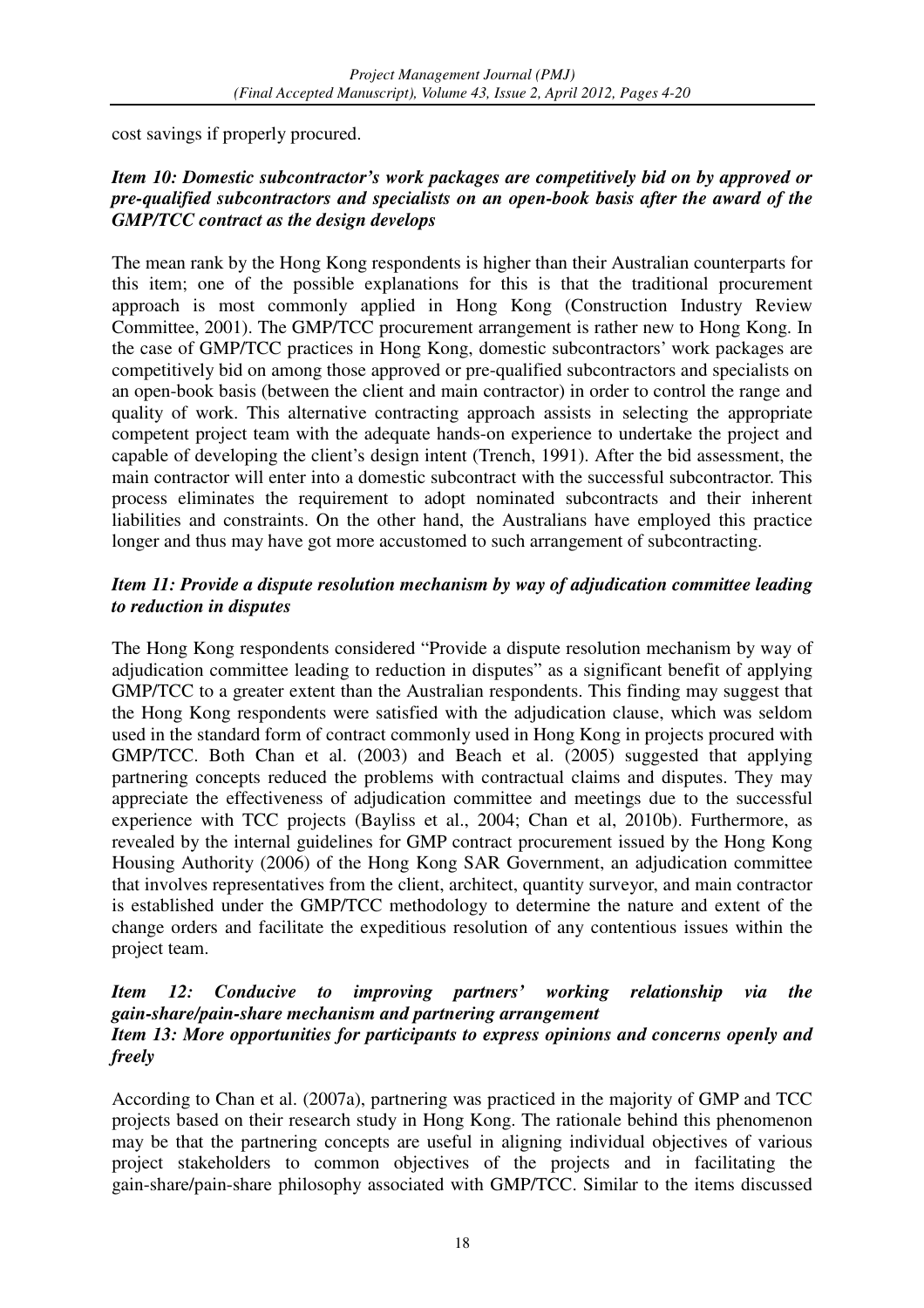cost savings if properly procured.

***Item 10: Domestic subcontractor's work packages are competitively bid on by approved or pre-qualified subcontractors and specialists on an open-book basis after the award of the GMP/TCC contract as the design develops***

The mean rank by the Hong Kong respondents is higher than their Australian counterparts for this item; one of the possible explanations for this is that the traditional procurement approach is most commonly applied in Hong Kong (Construction Industry Review Committee, 2001). The GMP/TCC procurement arrangement is rather new to Hong Kong. In the case of GMP/TCC practices in Hong Kong, domestic subcontractors' work packages are competitively bid on among those approved or pre-qualified subcontractors and specialists on an open-book basis (between the client and main contractor) in order to control the range and quality of work. This alternative contracting approach assists in selecting the appropriate competent project team with the adequate hands-on experience to undertake the project and capable of developing the client's design intent (Trench, 1991). After the bid assessment, the main contractor will enter into a domestic subcontract with the successful subcontractor. This process eliminates the requirement to adopt nominated subcontracts and their inherent liabilities and constraints. On the other hand, the Australians have employed this practice longer and thus may have got more accustomed to such arrangement of subcontracting.

***Item 11: Provide a dispute resolution mechanism by way of adjudication committee leading to reduction in disputes***

The Hong Kong respondents considered "Provide a dispute resolution mechanism by way of adjudication committee leading to reduction in disputes" as a significant benefit of applying GMP/TCC to a greater extent than the Australian respondents. This finding may suggest that the Hong Kong respondents were satisfied with the adjudication clause, which was seldom used in the standard form of contract commonly used in Hong Kong in projects procured with GMP/TCC. Both Chan et al. (2003) and Beach et al. (2005) suggested that applying partnering concepts reduced the problems with contractual claims and disputes. They may appreciate the effectiveness of adjudication committee and meetings due to the successful experience with TCC projects (Bayliss et al., 2004; Chan et al, 2010b). Furthermore, as revealed by the internal guidelines for GMP contract procurement issued by the Hong Kong Housing Authority (2006) of the Hong Kong SAR Government, an adjudication committee that involves representatives from the client, architect, quantity surveyor, and main contractor is established under the GMP/TCC methodology to determine the nature and extent of the change orders and facilitate the expeditious resolution of any contentious issues within the project team.

***Item 12: Conducive to improving partners' working relationship via the gain-share/pain-share mechanism and partnering arrangement***
***Item 13: More opportunities for participants to express opinions and concerns openly and freely***

According to Chan et al. (2007a), partnering was practiced in the majority of GMP and TCC projects based on their research study in Hong Kong. The rationale behind this phenomenon may be that the partnering concepts are useful in aligning individual objectives of various project stakeholders to common objectives of the projects and in facilitating the gain-share/pain-share philosophy associated with GMP/TCC. Similar to the items discussed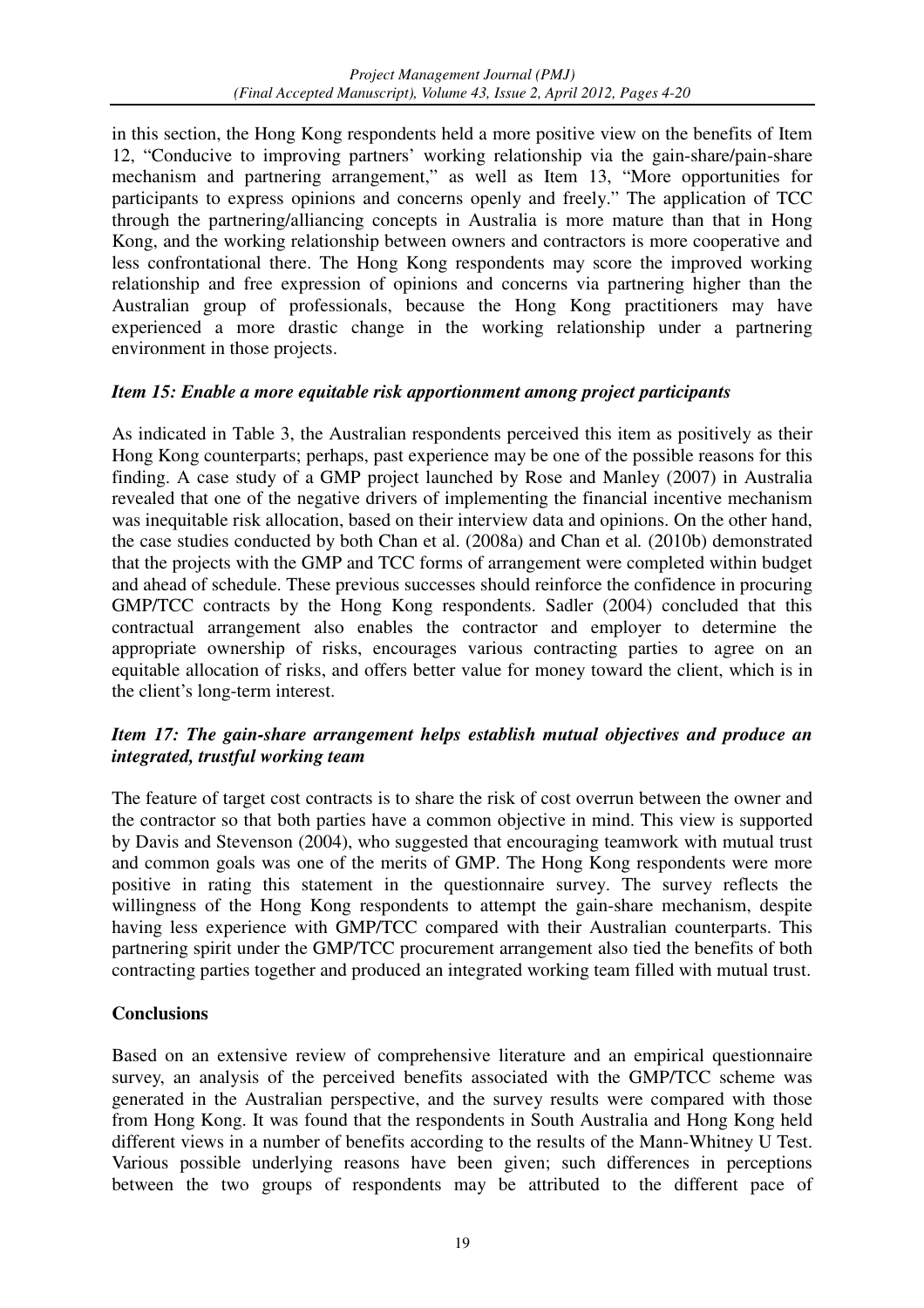in this section, the Hong Kong respondents held a more positive view on the benefits of Item 12, "Conducive to improving partners' working relationship via the gain-share/pain-share mechanism and partnering arrangement," as well as Item 13, "More opportunities for participants to express opinions and concerns openly and freely." The application of TCC through the partnering/alliancing concepts in Australia is more mature than that in Hong Kong, and the working relationship between owners and contractors is more cooperative and less confrontational there. The Hong Kong respondents may score the improved working relationship and free expression of opinions and concerns via partnering higher than the Australian group of professionals, because the Hong Kong practitioners may have experienced a more drastic change in the working relationship under a partnering environment in those projects.

### *Item 15: Enable a more equitable risk apportionment among project participants*

As indicated in Table 3, the Australian respondents perceived this item as positively as their Hong Kong counterparts; perhaps, past experience may be one of the possible reasons for this finding. A case study of a GMP project launched by Rose and Manley (2007) in Australia revealed that one of the negative drivers of implementing the financial incentive mechanism was inequitable risk allocation, based on their interview data and opinions. On the other hand, the case studies conducted by both Chan et al. (2008a) and Chan et al*.* (2010b) demonstrated that the projects with the GMP and TCC forms of arrangement were completed within budget and ahead of schedule. These previous successes should reinforce the confidence in procuring GMP/TCC contracts by the Hong Kong respondents. Sadler (2004) concluded that this contractual arrangement also enables the contractor and employer to determine the appropriate ownership of risks, encourages various contracting parties to agree on an equitable allocation of risks, and offers better value for money toward the client, which is in the client's long-term interest.

### *Item 17: The gain-share arrangement helps establish mutual objectives and produce an integrated, trustful working team*

The feature of target cost contracts is to share the risk of cost overrun between the owner and the contractor so that both parties have a common objective in mind. This view is supported by Davis and Stevenson (2004), who suggested that encouraging teamwork with mutual trust and common goals was one of the merits of GMP. The Hong Kong respondents were more positive in rating this statement in the questionnaire survey. The survey reflects the willingness of the Hong Kong respondents to attempt the gain-share mechanism, despite having less experience with GMP/TCC compared with their Australian counterparts. This partnering spirit under the GMP/TCC procurement arrangement also tied the benefits of both contracting parties together and produced an integrated working team filled with mutual trust.

## **Conclusions**

Based on an extensive review of comprehensive literature and an empirical questionnaire survey, an analysis of the perceived benefits associated with the GMP/TCC scheme was generated in the Australian perspective, and the survey results were compared with those from Hong Kong. It was found that the respondents in South Australia and Hong Kong held different views in a number of benefits according to the results of the Mann-Whitney U Test. Various possible underlying reasons have been given; such differences in perceptions between the two groups of respondents may be attributed to the different pace of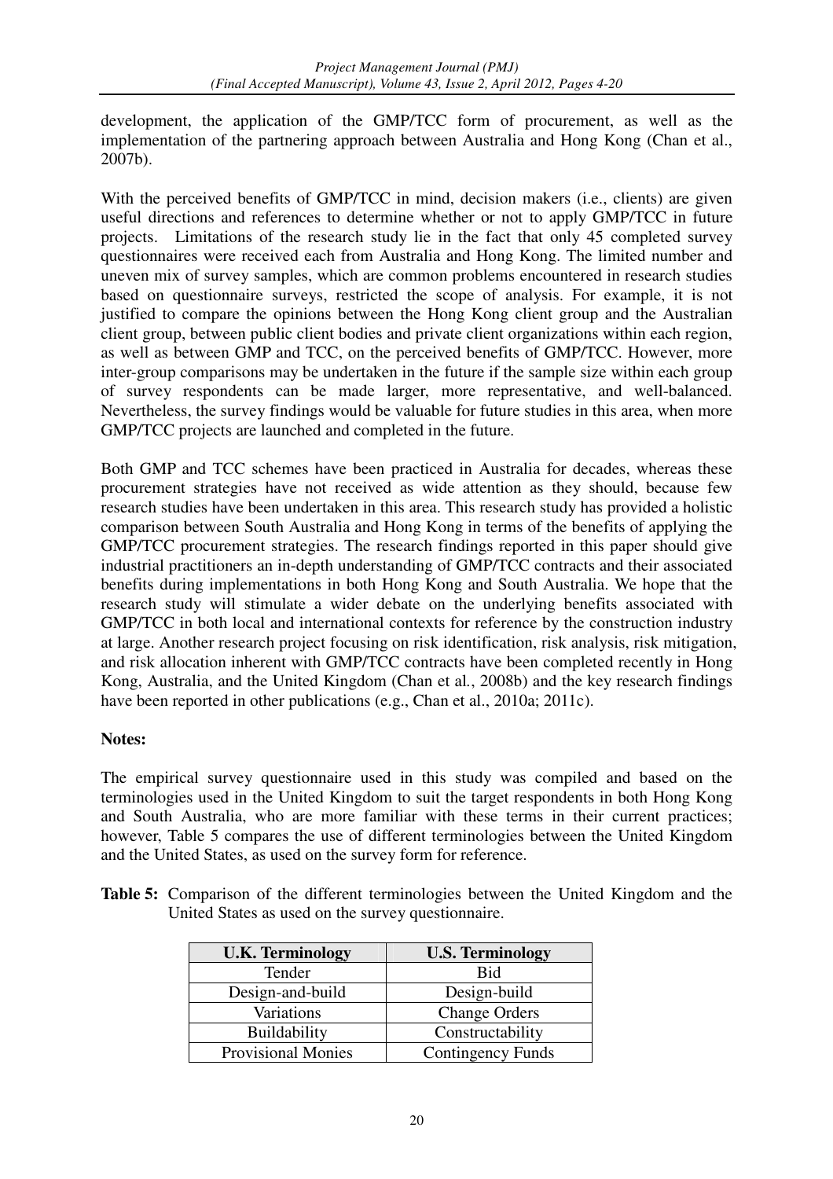development, the application of the GMP/TCC form of procurement, as well as the implementation of the partnering approach between Australia and Hong Kong (Chan et al., 2007b).

With the perceived benefits of GMP/TCC in mind, decision makers (i.e., clients) are given useful directions and references to determine whether or not to apply GMP/TCC in future projects. Limitations of the research study lie in the fact that only 45 completed survey questionnaires were received each from Australia and Hong Kong. The limited number and uneven mix of survey samples, which are common problems encountered in research studies based on questionnaire surveys, restricted the scope of analysis. For example, it is not justified to compare the opinions between the Hong Kong client group and the Australian client group, between public client bodies and private client organizations within each region, as well as between GMP and TCC, on the perceived benefits of GMP/TCC. However, more inter-group comparisons may be undertaken in the future if the sample size within each group of survey respondents can be made larger, more representative, and well-balanced. Nevertheless, the survey findings would be valuable for future studies in this area, when more GMP/TCC projects are launched and completed in the future.

Both GMP and TCC schemes have been practiced in Australia for decades, whereas these procurement strategies have not received as wide attention as they should, because few research studies have been undertaken in this area. This research study has provided a holistic comparison between South Australia and Hong Kong in terms of the benefits of applying the GMP/TCC procurement strategies. The research findings reported in this paper should give industrial practitioners an in-depth understanding of GMP/TCC contracts and their associated benefits during implementations in both Hong Kong and South Australia. We hope that the research study will stimulate a wider debate on the underlying benefits associated with GMP/TCC in both local and international contexts for reference by the construction industry at large. Another research project focusing on risk identification, risk analysis, risk mitigation, and risk allocation inherent with GMP/TCC contracts have been completed recently in Hong Kong, Australia, and the United Kingdom (Chan et al., 2008b) and the key research findings have been reported in other publications (e.g., Chan et al., 2010a; 2011c).

**Notes:**

The empirical survey questionnaire used in this study was compiled and based on the terminologies used in the United Kingdom to suit the target respondents in both Hong Kong and South Australia, who are more familiar with these terms in their current practices; however, Table 5 compares the use of different terminologies between the United Kingdom and the United States, as used on the survey form for reference.

**Table 5:** Comparison of the different terminologies between the United Kingdom and the United States as used on the survey questionnaire.

| U.K. Terminology | U.S. Terminology |
|---|---|
| Tender | Bid |
| Design-and-build | Design-build |
| Variations | Change Orders |
| Buildability | Constructability |
| Provisional Monies | Contingency Funds |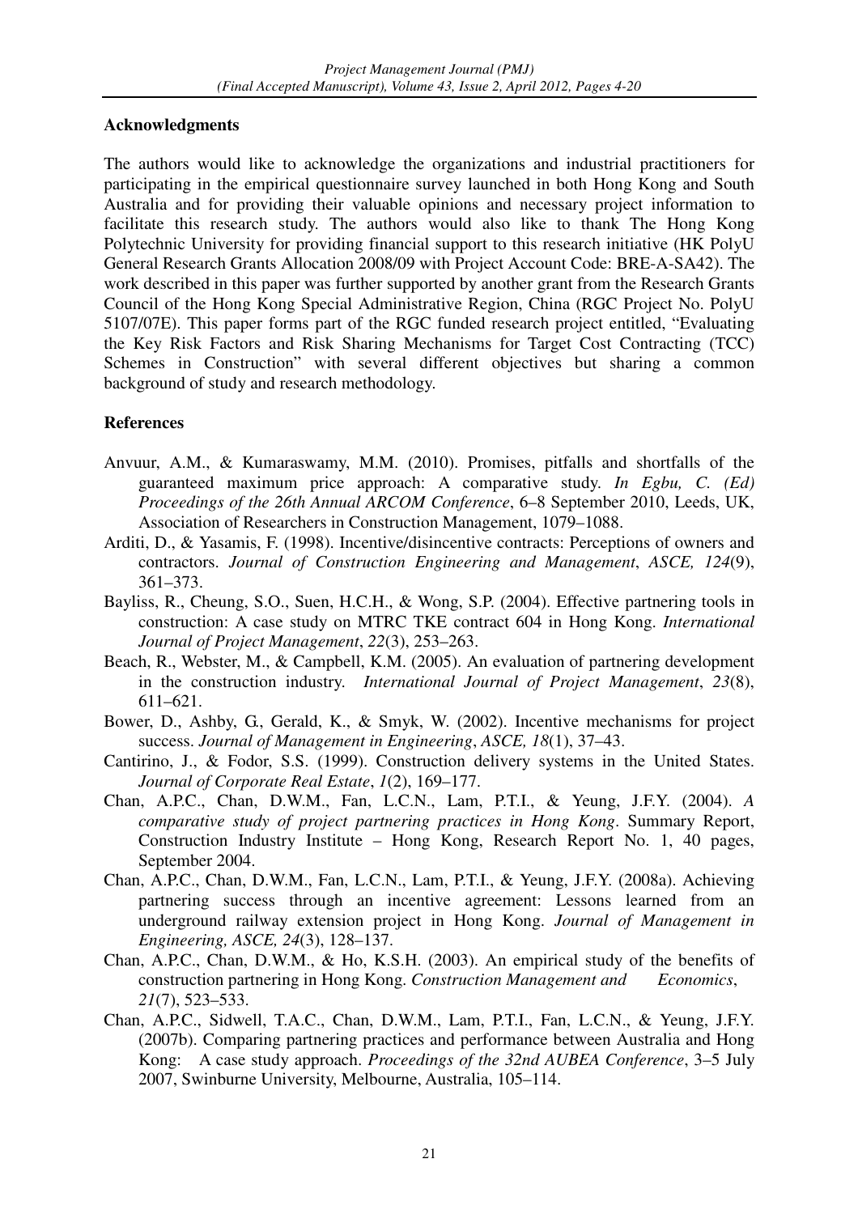## Acknowledgments

The authors would like to acknowledge the organizations and industrial practitioners for participating in the empirical questionnaire survey launched in both Hong Kong and South Australia and for providing their valuable opinions and necessary project information to facilitate this research study. The authors would also like to thank The Hong Kong Polytechnic University for providing financial support to this research initiative (HK PolyU General Research Grants Allocation 2008/09 with Project Account Code: BRE-A-SA42). The work described in this paper was further supported by another grant from the Research Grants Council of the Hong Kong Special Administrative Region, China (RGC Project No. PolyU 5107/07E). This paper forms part of the RGC funded research project entitled, "Evaluating the Key Risk Factors and Risk Sharing Mechanisms for Target Cost Contracting (TCC) Schemes in Construction" with several different objectives but sharing a common background of study and research methodology.

## References

Anvuur, A.M., & Kumaraswamy, M.M. (2010). Promises, pitfalls and shortfalls of the guaranteed maximum price approach: A comparative study. *In Egbu, C. (Ed) Proceedings of the 26th Annual ARCOM Conference*, 6–8 September 2010, Leeds, UK, Association of Researchers in Construction Management, 1079–1088.

Arditi, D., & Yasamis, F. (1998). Incentive/disincentive contracts: Perceptions of owners and contractors. *Journal of Construction Engineering and Management*, *ASCE, 124*(9), 361–373.

Bayliss, R., Cheung, S.O., Suen, H.C.H., & Wong, S.P. (2004). Effective partnering tools in construction: A case study on MTRC TKE contract 604 in Hong Kong. *International Journal of Project Management*, *22*(3), 253–263.

Beach, R., Webster, M., & Campbell, K.M. (2005). An evaluation of partnering development in the construction industry. *International Journal of Project Management*, *23*(8), 611–621.

Bower, D., Ashby, G., Gerald, K., & Smyk, W. (2002). Incentive mechanisms for project success. *Journal of Management in Engineering*, *ASCE, 18*(1), 37–43.

Cantirino, J., & Fodor, S.S. (1999). Construction delivery systems in the United States. *Journal of Corporate Real Estate*, *1*(2), 169–177.

Chan, A.P.C., Chan, D.W.M., Fan, L.C.N., Lam, P.T.I., & Yeung, J.F.Y. (2004). *A comparative study of project partnering practices in Hong Kong*. Summary Report, Construction Industry Institute – Hong Kong, Research Report No. 1, 40 pages, September 2004.

Chan, A.P.C., Chan, D.W.M., Fan, L.C.N., Lam, P.T.I., & Yeung, J.F.Y. (2008a). Achieving partnering success through an incentive agreement: Lessons learned from an underground railway extension project in Hong Kong. *Journal of Management in Engineering, ASCE, 24*(3), 128–137.

Chan, A.P.C., Chan, D.W.M., & Ho, K.S.H. (2003). An empirical study of the benefits of construction partnering in Hong Kong. *Construction Management and Economics*, *21*(7), 523–533.

Chan, A.P.C., Sidwell, T.A.C., Chan, D.W.M., Lam, P.T.I., Fan, L.C.N., & Yeung, J.F.Y. (2007b). Comparing partnering practices and performance between Australia and Hong Kong: A case study approach. *Proceedings of the 32nd AUBEA Conference*, 3–5 July 2007, Swinburne University, Melbourne, Australia, 105–114.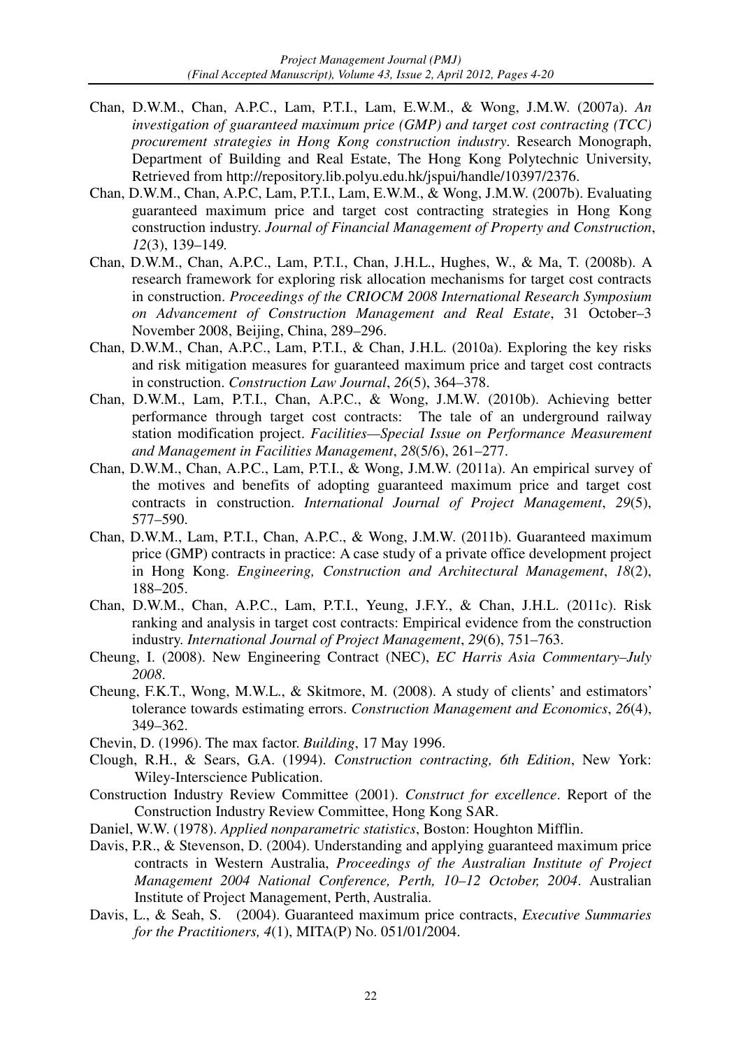Chan, D.W.M., Chan, A.P.C., Lam, P.T.I., Lam, E.W.M., & Wong, J.M.W. (2007a). *An investigation of guaranteed maximum price (GMP) and target cost contracting (TCC) procurement strategies in Hong Kong construction industry*. Research Monograph, Department of Building and Real Estate, The Hong Kong Polytechnic University, Retrieved from http://repository.lib.polyu.edu.hk/jspui/handle/10397/2376.

Chan, D.W.M., Chan, A.P.C, Lam, P.T.I., Lam, E.W.M., & Wong, J.M.W. (2007b). Evaluating guaranteed maximum price and target cost contracting strategies in Hong Kong construction industry. *Journal of Financial Management of Property and Construction*, *12*(3), 139–149.

Chan, D.W.M., Chan, A.P.C., Lam, P.T.I., Chan, J.H.L., Hughes, W., & Ma, T. (2008b). A research framework for exploring risk allocation mechanisms for target cost contracts in construction. *Proceedings of the CRIOCM 2008 International Research Symposium on Advancement of Construction Management and Real Estate*, 31 October–3 November 2008, Beijing, China, 289–296.

Chan, D.W.M., Chan, A.P.C., Lam, P.T.I., & Chan, J.H.L. (2010a). Exploring the key risks and risk mitigation measures for guaranteed maximum price and target cost contracts in construction. *Construction Law Journal*, *26*(5), 364–378.

Chan, D.W.M., Lam, P.T.I., Chan, A.P.C., & Wong, J.M.W. (2010b). Achieving better performance through target cost contracts: The tale of an underground railway station modification project. *Facilities—Special Issue on Performance Measurement and Management in Facilities Management*, *28*(5/6), 261–277.

Chan, D.W.M., Chan, A.P.C., Lam, P.T.I., & Wong, J.M.W. (2011a). An empirical survey of the motives and benefits of adopting guaranteed maximum price and target cost contracts in construction. *International Journal of Project Management*, *29*(5), 577–590.

Chan, D.W.M., Lam, P.T.I., Chan, A.P.C., & Wong, J.M.W. (2011b). Guaranteed maximum price (GMP) contracts in practice: A case study of a private office development project in Hong Kong. *Engineering, Construction and Architectural Management*, *18*(2), 188–205.

Chan, D.W.M., Chan, A.P.C., Lam, P.T.I., Yeung, J.F.Y., & Chan, J.H.L. (2011c). Risk ranking and analysis in target cost contracts: Empirical evidence from the construction industry. *International Journal of Project Management*, *29*(6), 751–763.

Cheung, I. (2008). New Engineering Contract (NEC), *EC Harris Asia Commentary–July 2008*.

Cheung, F.K.T., Wong, M.W.L., & Skitmore, M. (2008). A study of clients' and estimators' tolerance towards estimating errors. *Construction Management and Economics*, *26*(4), 349–362.

Chevin, D. (1996). The max factor. *Building*, 17 May 1996.

Clough, R.H., & Sears, G.A. (1994). *Construction contracting, 6th Edition*, New York: Wiley-Interscience Publication.

Construction Industry Review Committee (2001). *Construct for excellence*. Report of the Construction Industry Review Committee, Hong Kong SAR.

Daniel, W.W. (1978). *Applied nonparametric statistics*, Boston: Houghton Mifflin.

Davis, P.R., & Stevenson, D. (2004). Understanding and applying guaranteed maximum price contracts in Western Australia, *Proceedings of the Australian Institute of Project Management 2004 National Conference, Perth, 10–12 October, 2004*. Australian Institute of Project Management, Perth, Australia.

Davis, L., & Seah, S. (2004). Guaranteed maximum price contracts, *Executive Summaries for the Practitioners, 4*(1), MITA(P) No. 051/01/2004.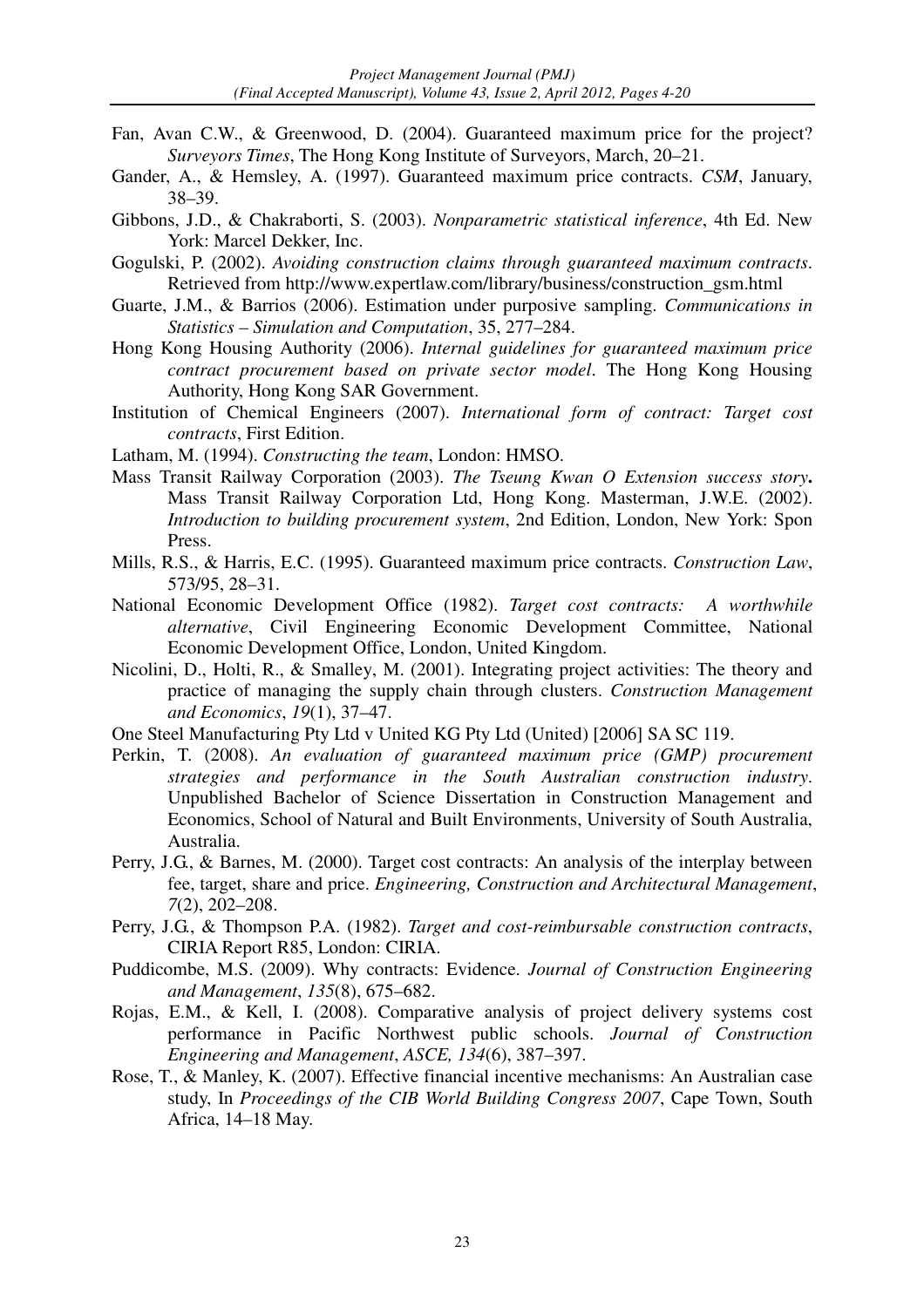Fan, Avan C.W., & Greenwood, D. (2004). Guaranteed maximum price for the project? *Surveyors Times*, The Hong Kong Institute of Surveyors, March, 20–21.

Gander, A., & Hemsley, A. (1997). Guaranteed maximum price contracts. *CSM*, January, 38–39.

Gibbons, J.D., & Chakraborti, S. (2003). *Nonparametric statistical inference*, 4th Ed. New York: Marcel Dekker, Inc.

Gogulski, P. (2002). *Avoiding construction claims through guaranteed maximum contracts*. Retrieved from http://www.expertlaw.com/library/business/construction_gsm.html

Guarte, J.M., & Barrios (2006). Estimation under purposive sampling. *Communications in Statistics – Simulation and Computation*, 35, 277–284.

Hong Kong Housing Authority (2006). *Internal guidelines for guaranteed maximum price contract procurement based on private sector model*. The Hong Kong Housing Authority, Hong Kong SAR Government.

Institution of Chemical Engineers (2007). *International form of contract: Target cost contracts*, First Edition.

Latham, M. (1994). *Constructing the team*, London: HMSO.

Mass Transit Railway Corporation (2003). ***The Tseung Kwan O Extension success story*.** Mass Transit Railway Corporation Ltd, Hong Kong. Masterman, J.W.E. (2002). *Introduction to building procurement system*, 2nd Edition, London, New York: Spon Press.

Mills, R.S., & Harris, E.C. (1995). Guaranteed maximum price contracts. *Construction Law*, 573/95, 28–31.

National Economic Development Office (1982). *Target cost contracts: A worthwhile alternative*, Civil Engineering Economic Development Committee, National Economic Development Office, London, United Kingdom.

Nicolini, D., Holti, R., & Smalley, M. (2001). Integrating project activities: The theory and practice of managing the supply chain through clusters. *Construction Management and Economics*, *19*(1), 37–47.

One Steel Manufacturing Pty Ltd v United KG Pty Ltd (United) [2006] SA SC 119.

Perkin, T. (2008). *An evaluation of guaranteed maximum price (GMP) procurement strategies and performance in the South Australian construction industry*. Unpublished Bachelor of Science Dissertation in Construction Management and Economics, School of Natural and Built Environments, University of South Australia, Australia.

Perry, J.G., & Barnes, M. (2000). Target cost contracts: An analysis of the interplay between fee, target, share and price. *Engineering, Construction and Architectural Management*, *7*(2), 202–208.

Perry, J.G., & Thompson P.A. (1982). *Target and cost-reimbursable construction contracts*, CIRIA Report R85, London: CIRIA.

Puddicombe, M.S. (2009). Why contracts: Evidence. *Journal of Construction Engineering and Management*, *135*(8), 675–682.

Rojas, E.M., & Kell, I. (2008). Comparative analysis of project delivery systems cost performance in Pacific Northwest public schools. *Journal of Construction Engineering and Management*, *ASCE, 134*(6), 387–397.

Rose, T., & Manley, K. (2007). Effective financial incentive mechanisms: An Australian case study, In *Proceedings of the CIB World Building Congress 2007*, Cape Town, South Africa, 14–18 May.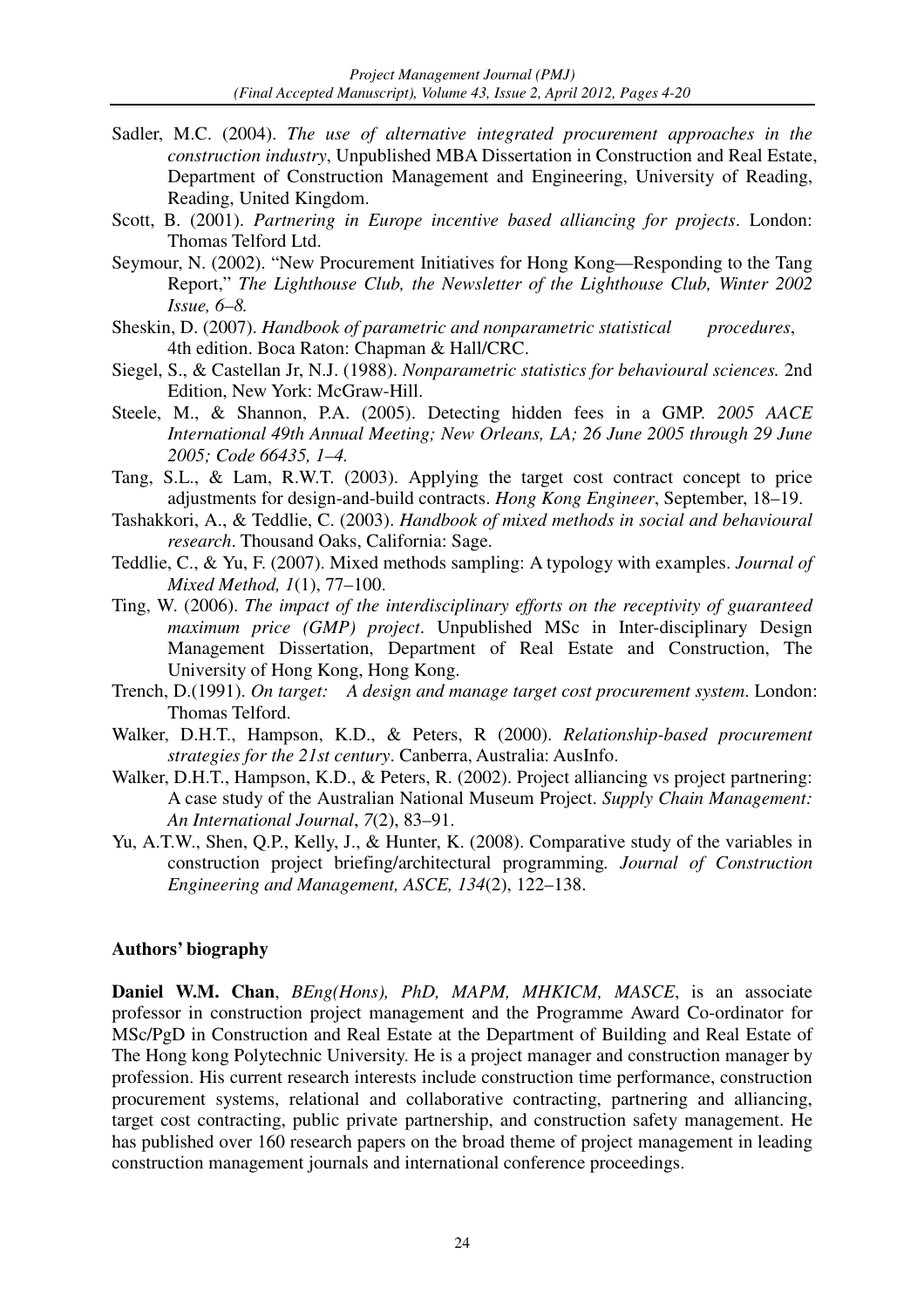Sadler, M.C. (2004). *The use of alternative integrated procurement approaches in the construction industry*, Unpublished MBA Dissertation in Construction and Real Estate, Department of Construction Management and Engineering, University of Reading, Reading, United Kingdom.

Scott, B. (2001). *Partnering in Europe incentive based alliancing for projects*. London: Thomas Telford Ltd.

Seymour, N. (2002). "New Procurement Initiatives for Hong Kong—Responding to the Tang Report," *The Lighthouse Club, the Newsletter of the Lighthouse Club, Winter 2002 Issue, 6–8.*

Sheskin, D. (2007). *Handbook of parametric and nonparametric statistical procedures*, 4th edition. Boca Raton: Chapman & Hall/CRC.

Siegel, S., & Castellan Jr, N.J. (1988). *Nonparametric statistics for behavioural sciences.* 2nd Edition, New York: McGraw-Hill.

Steele, M., & Shannon, P.A. (2005). Detecting hidden fees in a GMP. *2005 AACE International 49th Annual Meeting; New Orleans, LA; 26 June 2005 through 29 June 2005; Code 66435, 1–4.*

Tang, S.L., & Lam, R.W.T. (2003). Applying the target cost contract concept to price adjustments for design-and-build contracts. *Hong Kong Engineer*, September, 18–19.

Tashakkori, A., & Teddlie, C. (2003). *Handbook of mixed methods in social and behavioural research*. Thousand Oaks, California: Sage.

Teddlie, C., & Yu, F. (2007). Mixed methods sampling: A typology with examples. *Journal of Mixed Method, 1*(1), 77–100.

Ting, W. (2006). *The impact of the interdisciplinary efforts on the receptivity of guaranteed maximum price (GMP) project*. Unpublished MSc in Inter-disciplinary Design Management Dissertation, Department of Real Estate and Construction, The University of Hong Kong, Hong Kong.

Trench, D.(1991). *On target: A design and manage target cost procurement system*. London: Thomas Telford.

Walker, D.H.T., Hampson, K.D., & Peters, R (2000). *Relationship-based procurement strategies for the 21st century*. Canberra, Australia: AusInfo.

Walker, D.H.T., Hampson, K.D., & Peters, R. (2002). Project alliancing vs project partnering: A case study of the Australian National Museum Project. *Supply Chain Management: An International Journal*, *7*(2), 83–91.

Yu, A.T.W., Shen, Q.P., Kelly, J., & Hunter, K. (2008). Comparative study of the variables in construction project briefing/architectural programming*. Journal of Construction Engineering and Management, ASCE, 134*(2), 122–138.

**Authors' biography**

**Daniel W.M. Chan**, *BEng(Hons), PhD, MAPM, MHKICM, MASCE*, is an associate professor in construction project management and the Programme Award Co-ordinator for MSc/PgD in Construction and Real Estate at the Department of Building and Real Estate of The Hong kong Polytechnic University. He is a project manager and construction manager by profession. His current research interests include construction time performance, construction procurement systems, relational and collaborative contracting, partnering and alliancing, target cost contracting, public private partnership, and construction safety management. He has published over 160 research papers on the broad theme of project management in leading construction management journals and international conference proceedings.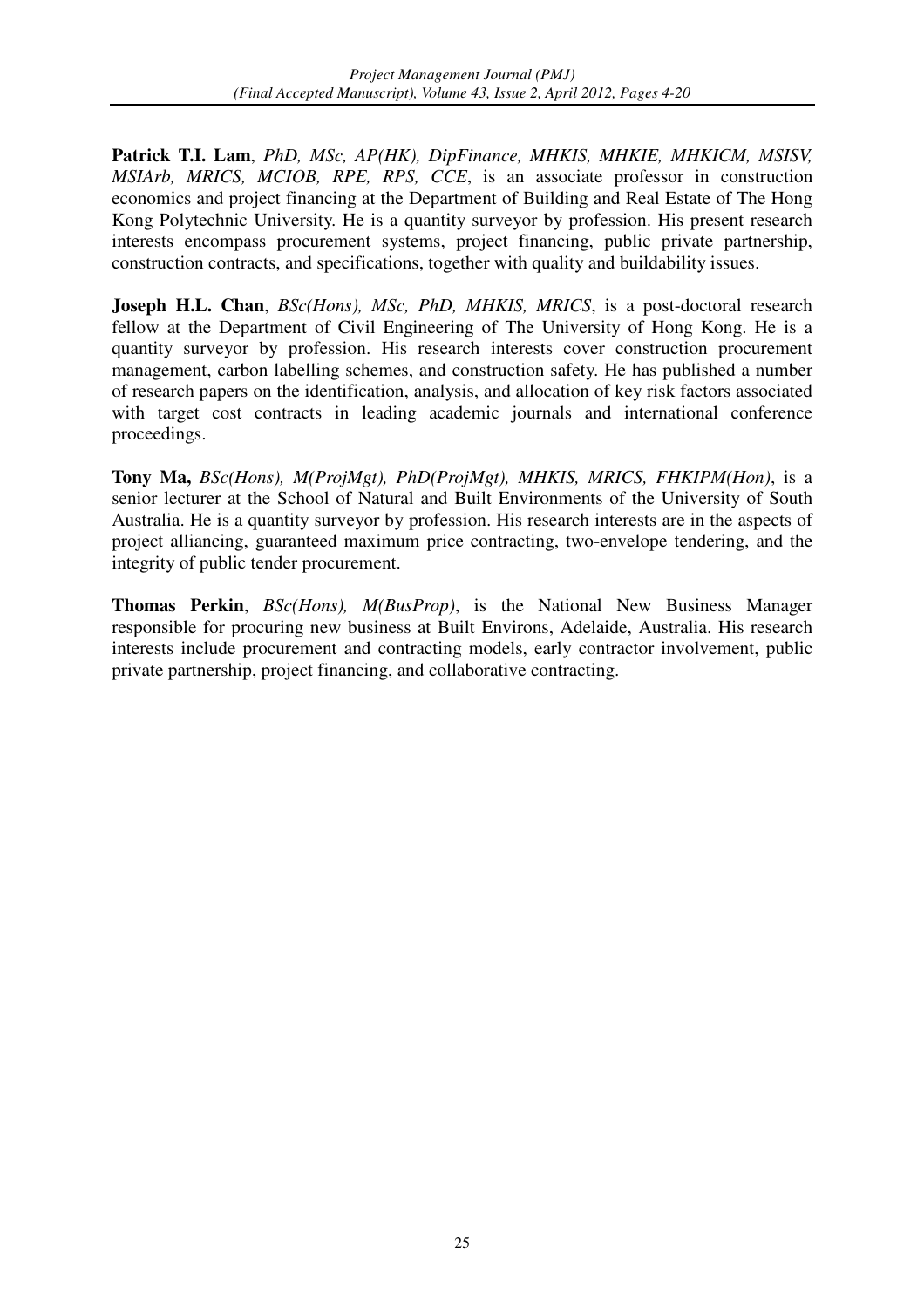**Patrick T.I. Lam**, *PhD, MSc, AP(HK), DipFinance, MHKIS, MHKIE, MHKICM, MSISV, MSIArb, MRICS, MCIOB, RPE, RPS, CCE*, is an associate professor in construction economics and project financing at the Department of Building and Real Estate of The Hong Kong Polytechnic University. He is a quantity surveyor by profession. His present research interests encompass procurement systems, project financing, public private partnership, construction contracts, and specifications, together with quality and buildability issues.

**Joseph H.L. Chan**, *BSc(Hons), MSc, PhD, MHKIS, MRICS*, is a post-doctoral research fellow at the Department of Civil Engineering of The University of Hong Kong. He is a quantity surveyor by profession. His research interests cover construction procurement management, carbon labelling schemes, and construction safety. He has published a number of research papers on the identification, analysis, and allocation of key risk factors associated with target cost contracts in leading academic journals and international conference proceedings.

**Tony Ma,** *BSc(Hons), M(ProjMgt), PhD(ProjMgt), MHKIS, MRICS, FHKIPM(Hon)*, is a senior lecturer at the School of Natural and Built Environments of the University of South Australia. He is a quantity surveyor by profession. His research interests are in the aspects of project alliancing, guaranteed maximum price contracting, two-envelope tendering, and the integrity of public tender procurement.

**Thomas Perkin**, *BSc(Hons), M(BusProp)*, is the National New Business Manager responsible for procuring new business at Built Environs, Adelaide, Australia. His research interests include procurement and contracting models, early contractor involvement, public private partnership, project financing, and collaborative contracting.